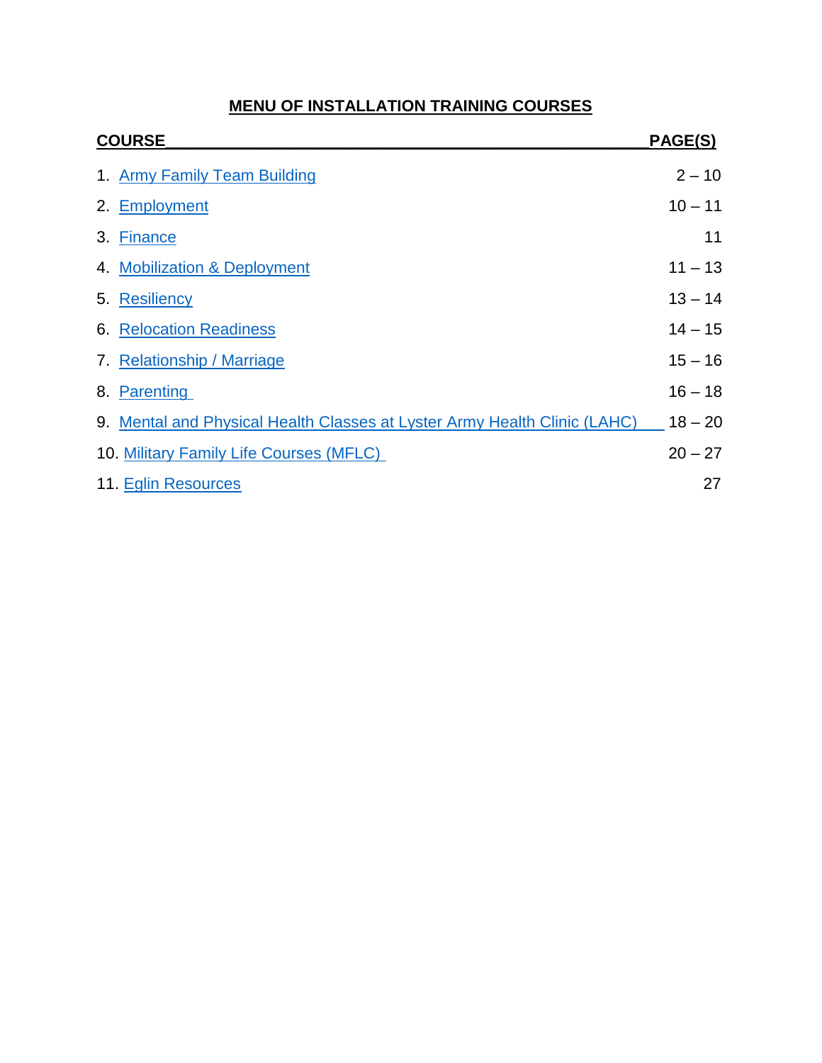# MENU OF INSTALLATION TRAINING COURSES

| COURSE | PAGE(S) |
| --- | --- |
| 1. Army Family Team Building | 2 – 10 |
| 2. Employment | 10 – 11 |
| 3. Finance | 11 |
| 4. Mobilization & Deployment | 11 – 13 |
| 5. Resiliency | 13 – 14 |
| 6. Relocation Readiness | 14 – 15 |
| 7. Relationship / Marriage | 15 – 16 |
| 8. Parenting | 16 – 18 |
| 9. Mental and Physical Health Classes at Lyster Army Health Clinic (LAHC) | 18 – 20 |
| 10. Military Family Life Courses (MFLC) | 20 – 27 |
| 11. Eglin Resources | 27 |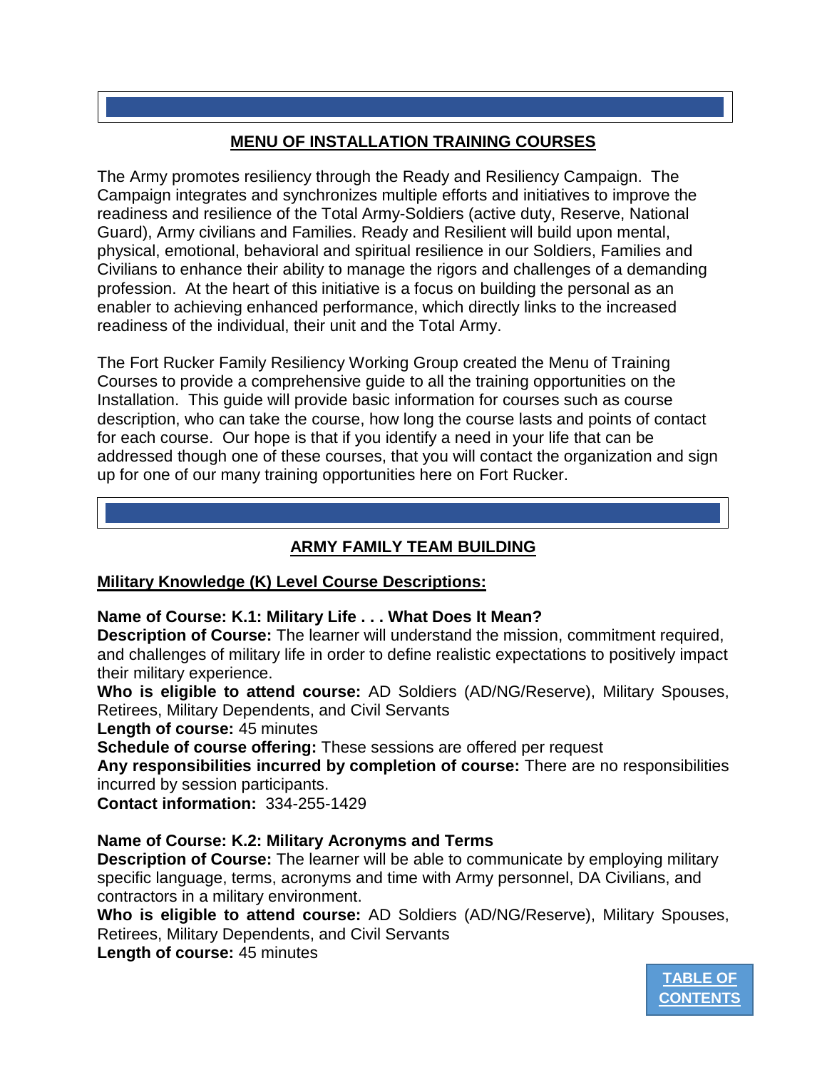## MENU OF INSTALLATION TRAINING COURSES

The Army promotes resiliency through the Ready and Resiliency Campaign. The Campaign integrates and synchronizes multiple efforts and initiatives to improve the readiness and resilience of the Total Army-Soldiers (active duty, Reserve, National Guard), Army civilians and Families. Ready and Resilient will build upon mental, physical, emotional, behavioral and spiritual resilience in our Soldiers, Families and Civilians to enhance their ability to manage the rigors and challenges of a demanding profession. At the heart of this initiative is a focus on building the personal as an enabler to achieving enhanced performance, which directly links to the increased readiness of the individual, their unit and the Total Army.

The Fort Rucker Family Resiliency Working Group created the Menu of Training Courses to provide a comprehensive guide to all the training opportunities on the Installation. This guide will provide basic information for courses such as course description, who can take the course, how long the course lasts and points of contact for each course. Our hope is that if you identify a need in your life that can be addressed though one of these courses, that you will contact the organization and sign up for one of our many training opportunities here on Fort Rucker.

## ARMY FAMILY TEAM BUILDING

### Military Knowledge (K) Level Course Descriptions:

**Name of Course: K.1: Military Life . . . What Does It Mean?**
**Description of Course:** The learner will understand the mission, commitment required, and challenges of military life in order to define realistic expectations to positively impact their military experience.
**Who is eligible to attend course:** AD Soldiers (AD/NG/Reserve), Military Spouses, Retirees, Military Dependents, and Civil Servants
**Length of course:** 45 minutes
**Schedule of course offering:** These sessions are offered per request
**Any responsibilities incurred by completion of course:** There are no responsibilities incurred by session participants.
**Contact information:** 334-255-1429

**Name of Course: K.2: Military Acronyms and Terms**
**Description of Course:** The learner will be able to communicate by employing military specific language, terms, acronyms and time with Army personnel, DA Civilians, and contractors in a military environment.
**Who is eligible to attend course:** AD Soldiers (AD/NG/Reserve), Military Spouses, Retirees, Military Dependents, and Civil Servants
**Length of course:** 45 minutes

TABLE OF CONTENTS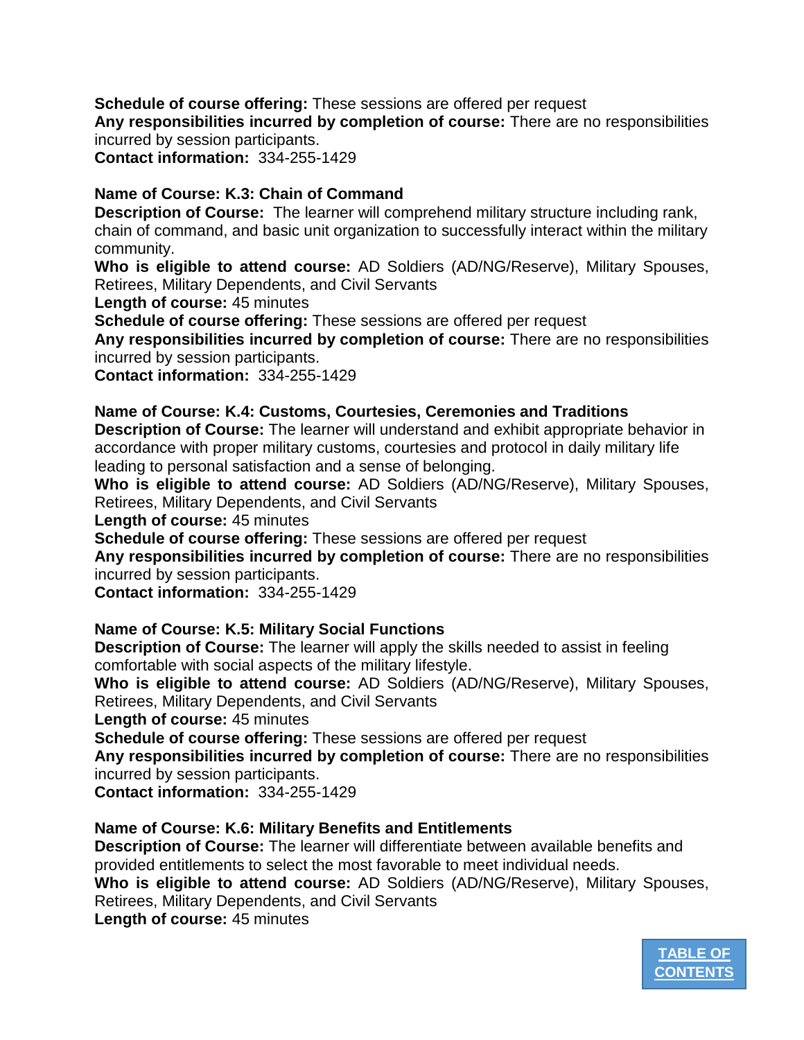**Schedule of course offering:** These sessions are offered per request
**Any responsibilities incurred by completion of course:** There are no responsibilities incurred by session participants.
**Contact information:** 334-255-1429

**Name of Course: K.3: Chain of Command**
**Description of Course:** The learner will comprehend military structure including rank, chain of command, and basic unit organization to successfully interact within the military community.
**Who is eligible to attend course:** AD Soldiers (AD/NG/Reserve), Military Spouses, Retirees, Military Dependents, and Civil Servants
**Length of course:** 45 minutes
**Schedule of course offering:** These sessions are offered per request
**Any responsibilities incurred by completion of course:** There are no responsibilities incurred by session participants.
**Contact information:** 334-255-1429

**Name of Course: K.4: Customs, Courtesies, Ceremonies and Traditions**
**Description of Course:** The learner will understand and exhibit appropriate behavior in accordance with proper military customs, courtesies and protocol in daily military life leading to personal satisfaction and a sense of belonging.
**Who is eligible to attend course:** AD Soldiers (AD/NG/Reserve), Military Spouses, Retirees, Military Dependents, and Civil Servants
**Length of course:** 45 minutes
**Schedule of course offering:** These sessions are offered per request
**Any responsibilities incurred by completion of course:** There are no responsibilities incurred by session participants.
**Contact information:** 334-255-1429

**Name of Course: K.5: Military Social Functions**
**Description of Course:** The learner will apply the skills needed to assist in feeling comfortable with social aspects of the military lifestyle.
**Who is eligible to attend course:** AD Soldiers (AD/NG/Reserve), Military Spouses, Retirees, Military Dependents, and Civil Servants
**Length of course:** 45 minutes
**Schedule of course offering:** These sessions are offered per request
**Any responsibilities incurred by completion of course:** There are no responsibilities incurred by session participants.
**Contact information:** 334-255-1429

**Name of Course: K.6: Military Benefits and Entitlements**
**Description of Course:** The learner will differentiate between available benefits and provided entitlements to select the most favorable to meet individual needs.
**Who is eligible to attend course:** AD Soldiers (AD/NG/Reserve), Military Spouses, Retirees, Military Dependents, and Civil Servants
**Length of course:** 45 minutes

[TABLE OF CONTENTS]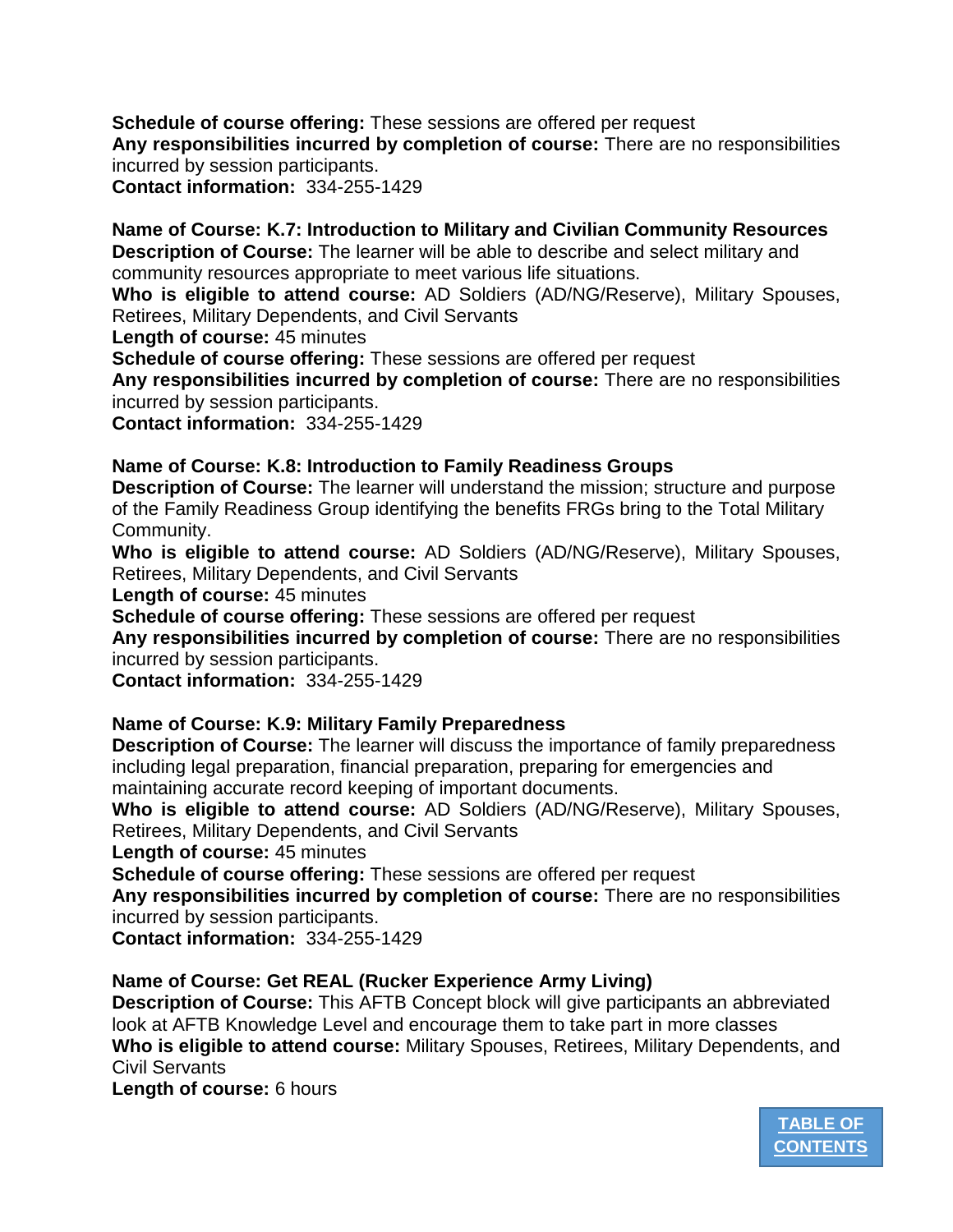**Schedule of course offering:** These sessions are offered per request
**Any responsibilities incurred by completion of course:** There are no responsibilities incurred by session participants.
**Contact information:** 334-255-1429

**Name of Course: K.7: Introduction to Military and Civilian Community Resources**
**Description of Course:** The learner will be able to describe and select military and community resources appropriate to meet various life situations.
**Who is eligible to attend course:** AD Soldiers (AD/NG/Reserve), Military Spouses, Retirees, Military Dependents, and Civil Servants
**Length of course:** 45 minutes
**Schedule of course offering:** These sessions are offered per request
**Any responsibilities incurred by completion of course:** There are no responsibilities incurred by session participants.
**Contact information:** 334-255-1429

**Name of Course: K.8: Introduction to Family Readiness Groups**
**Description of Course:** The learner will understand the mission; structure and purpose of the Family Readiness Group identifying the benefits FRGs bring to the Total Military Community.
**Who is eligible to attend course:** AD Soldiers (AD/NG/Reserve), Military Spouses, Retirees, Military Dependents, and Civil Servants
**Length of course:** 45 minutes
**Schedule of course offering:** These sessions are offered per request
**Any responsibilities incurred by completion of course:** There are no responsibilities incurred by session participants.
**Contact information:** 334-255-1429

**Name of Course: K.9: Military Family Preparedness**
**Description of Course:** The learner will discuss the importance of family preparedness including legal preparation, financial preparation, preparing for emergencies and maintaining accurate record keeping of important documents.
**Who is eligible to attend course:** AD Soldiers (AD/NG/Reserve), Military Spouses, Retirees, Military Dependents, and Civil Servants
**Length of course:** 45 minutes
**Schedule of course offering:** These sessions are offered per request
**Any responsibilities incurred by completion of course:** There are no responsibilities incurred by session participants.
**Contact information:** 334-255-1429

**Name of Course: Get REAL (Rucker Experience Army Living)**
**Description of Course:** This AFTB Concept block will give participants an abbreviated look at AFTB Knowledge Level and encourage them to take part in more classes
**Who is eligible to attend course:** Military Spouses, Retirees, Military Dependents, and Civil Servants
**Length of course:** 6 hours

TABLE OF CONTENTS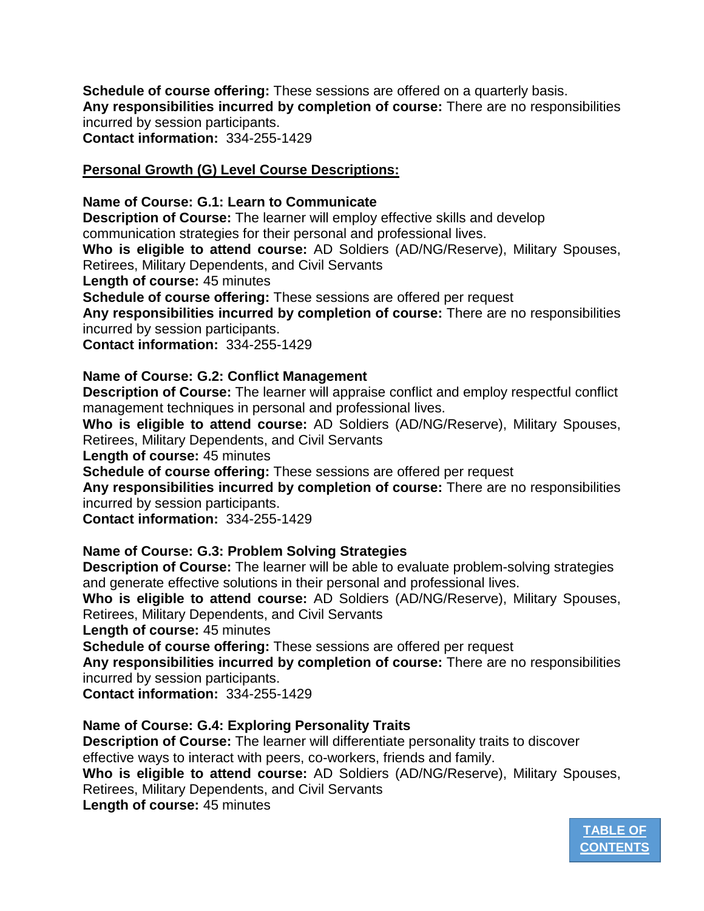**Schedule of course offering:** These sessions are offered on a quarterly basis.
**Any responsibilities incurred by completion of course:** There are no responsibilities incurred by session participants.
**Contact information:** 334-255-1429

## Personal Growth (G) Level Course Descriptions:

**Name of Course: G.1: Learn to Communicate**
**Description of Course:** The learner will employ effective skills and develop communication strategies for their personal and professional lives.
**Who is eligible to attend course:** AD Soldiers (AD/NG/Reserve), Military Spouses, Retirees, Military Dependents, and Civil Servants
**Length of course:** 45 minutes
**Schedule of course offering:** These sessions are offered per request
**Any responsibilities incurred by completion of course:** There are no responsibilities incurred by session participants.
**Contact information:** 334-255-1429

**Name of Course: G.2: Conflict Management**
**Description of Course:** The learner will appraise conflict and employ respectful conflict management techniques in personal and professional lives.
**Who is eligible to attend course:** AD Soldiers (AD/NG/Reserve), Military Spouses, Retirees, Military Dependents, and Civil Servants
**Length of course:** 45 minutes
**Schedule of course offering:** These sessions are offered per request
**Any responsibilities incurred by completion of course:** There are no responsibilities incurred by session participants.
**Contact information:** 334-255-1429

**Name of Course: G.3: Problem Solving Strategies**
**Description of Course:** The learner will be able to evaluate problem-solving strategies and generate effective solutions in their personal and professional lives.
**Who is eligible to attend course:** AD Soldiers (AD/NG/Reserve), Military Spouses, Retirees, Military Dependents, and Civil Servants
**Length of course:** 45 minutes
**Schedule of course offering:** These sessions are offered per request
**Any responsibilities incurred by completion of course:** There are no responsibilities incurred by session participants.
**Contact information:** 334-255-1429

**Name of Course: G.4: Exploring Personality Traits**
**Description of Course:** The learner will differentiate personality traits to discover effective ways to interact with peers, co-workers, friends and family.
**Who is eligible to attend course:** AD Soldiers (AD/NG/Reserve), Military Spouses, Retirees, Military Dependents, and Civil Servants
**Length of course:** 45 minutes

TABLE OF CONTENTS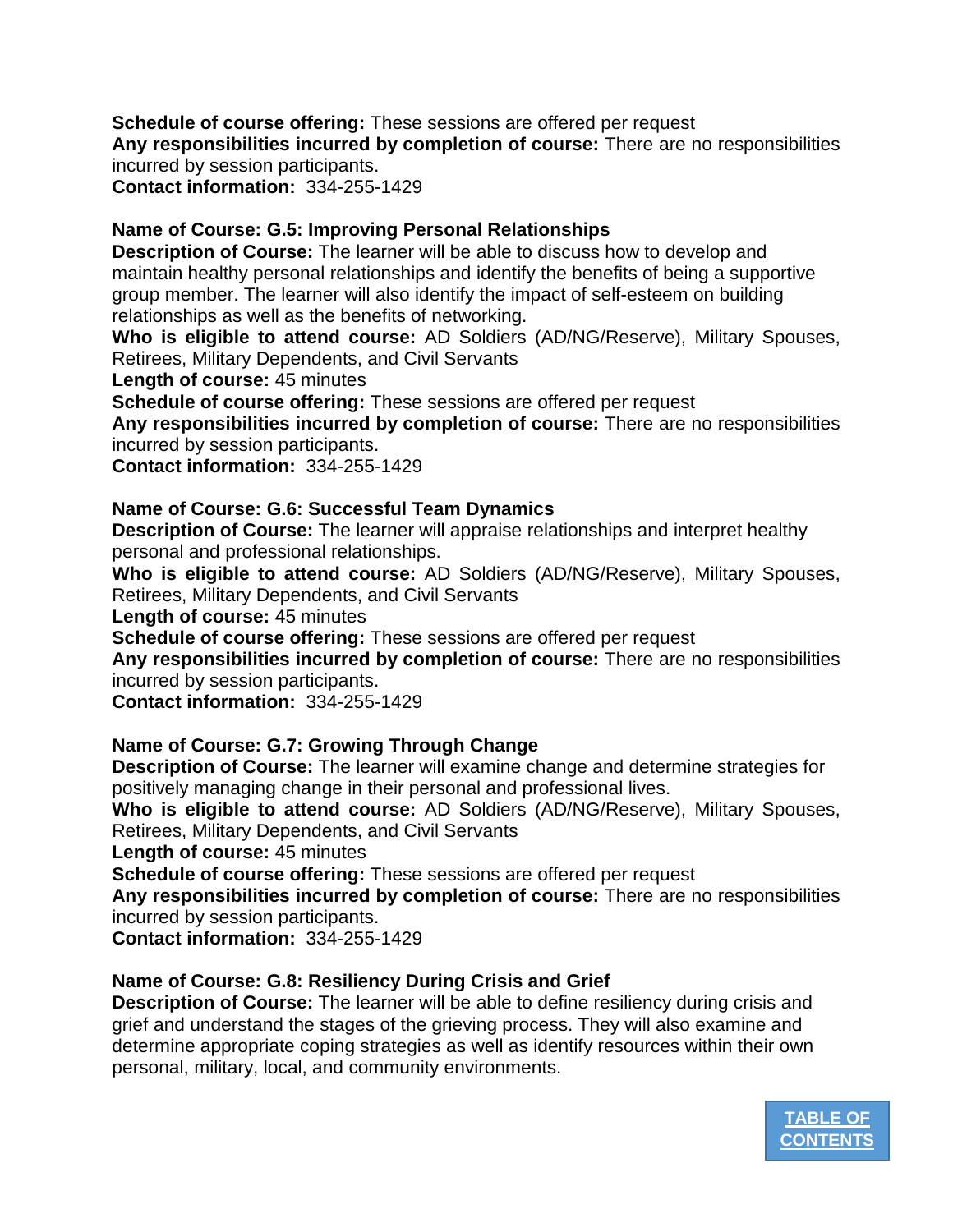**Schedule of course offering:** These sessions are offered per request
**Any responsibilities incurred by completion of course:** There are no responsibilities incurred by session participants.
**Contact information:** 334-255-1429

**Name of Course: G.5: Improving Personal Relationships**
**Description of Course:** The learner will be able to discuss how to develop and maintain healthy personal relationships and identify the benefits of being a supportive group member. The learner will also identify the impact of self-esteem on building relationships as well as the benefits of networking.
**Who is eligible to attend course:** AD Soldiers (AD/NG/Reserve), Military Spouses, Retirees, Military Dependents, and Civil Servants
**Length of course:** 45 minutes
**Schedule of course offering:** These sessions are offered per request
**Any responsibilities incurred by completion of course:** There are no responsibilities incurred by session participants.
**Contact information:** 334-255-1429

**Name of Course: G.6: Successful Team Dynamics**
**Description of Course:** The learner will appraise relationships and interpret healthy personal and professional relationships.
**Who is eligible to attend course:** AD Soldiers (AD/NG/Reserve), Military Spouses, Retirees, Military Dependents, and Civil Servants
**Length of course:** 45 minutes
**Schedule of course offering:** These sessions are offered per request
**Any responsibilities incurred by completion of course:** There are no responsibilities incurred by session participants.
**Contact information:** 334-255-1429

**Name of Course: G.7: Growing Through Change**
**Description of Course:** The learner will examine change and determine strategies for positively managing change in their personal and professional lives.
**Who is eligible to attend course:** AD Soldiers (AD/NG/Reserve), Military Spouses, Retirees, Military Dependents, and Civil Servants
**Length of course:** 45 minutes
**Schedule of course offering:** These sessions are offered per request
**Any responsibilities incurred by completion of course:** There are no responsibilities incurred by session participants.
**Contact information:** 334-255-1429

**Name of Course: G.8: Resiliency During Crisis and Grief**
**Description of Course:** The learner will be able to define resiliency during crisis and grief and understand the stages of the grieving process. They will also examine and determine appropriate coping strategies as well as identify resources within their own personal, military, local, and community environments.

[TABLE OF CONTENTS]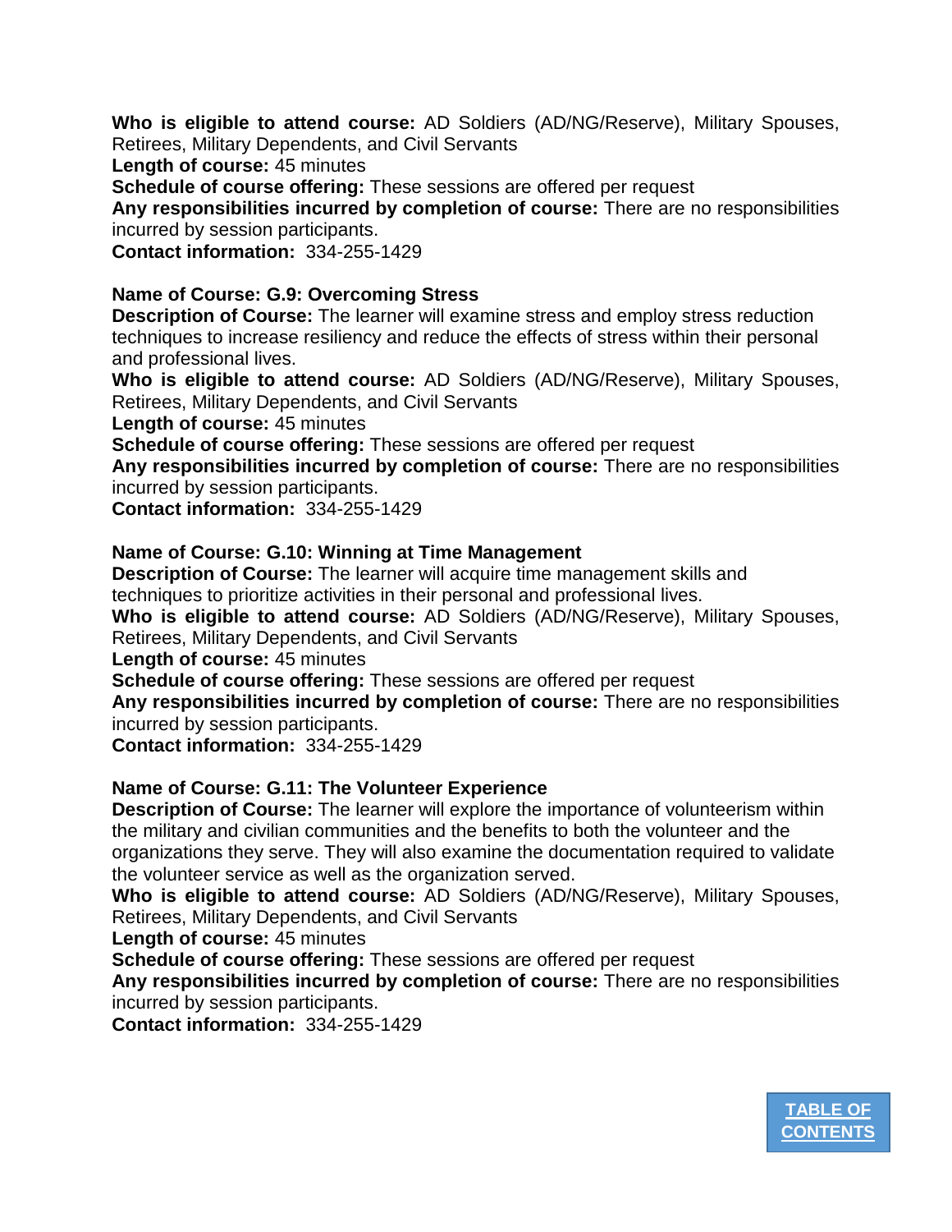**Who is eligible to attend course:** AD Soldiers (AD/NG/Reserve), Military Spouses, Retirees, Military Dependents, and Civil Servants
**Length of course:** 45 minutes
**Schedule of course offering:** These sessions are offered per request
**Any responsibilities incurred by completion of course:** There are no responsibilities incurred by session participants.
**Contact information:** 334-255-1429

**Name of Course: G.9: Overcoming Stress**
**Description of Course:** The learner will examine stress and employ stress reduction techniques to increase resiliency and reduce the effects of stress within their personal and professional lives.
**Who is eligible to attend course:** AD Soldiers (AD/NG/Reserve), Military Spouses, Retirees, Military Dependents, and Civil Servants
**Length of course:** 45 minutes
**Schedule of course offering:** These sessions are offered per request
**Any responsibilities incurred by completion of course:** There are no responsibilities incurred by session participants.
**Contact information:** 334-255-1429

**Name of Course: G.10: Winning at Time Management**
**Description of Course:** The learner will acquire time management skills and techniques to prioritize activities in their personal and professional lives.
**Who is eligible to attend course:** AD Soldiers (AD/NG/Reserve), Military Spouses, Retirees, Military Dependents, and Civil Servants
**Length of course:** 45 minutes
**Schedule of course offering:** These sessions are offered per request
**Any responsibilities incurred by completion of course:** There are no responsibilities incurred by session participants.
**Contact information:** 334-255-1429

**Name of Course: G.11: The Volunteer Experience**
**Description of Course:** The learner will explore the importance of volunteerism within the military and civilian communities and the benefits to both the volunteer and the organizations they serve. They will also examine the documentation required to validate the volunteer service as well as the organization served.
**Who is eligible to attend course:** AD Soldiers (AD/NG/Reserve), Military Spouses, Retirees, Military Dependents, and Civil Servants
**Length of course:** 45 minutes
**Schedule of course offering:** These sessions are offered per request
**Any responsibilities incurred by completion of course:** There are no responsibilities incurred by session participants.
**Contact information:** 334-255-1429

TABLE OF CONTENTS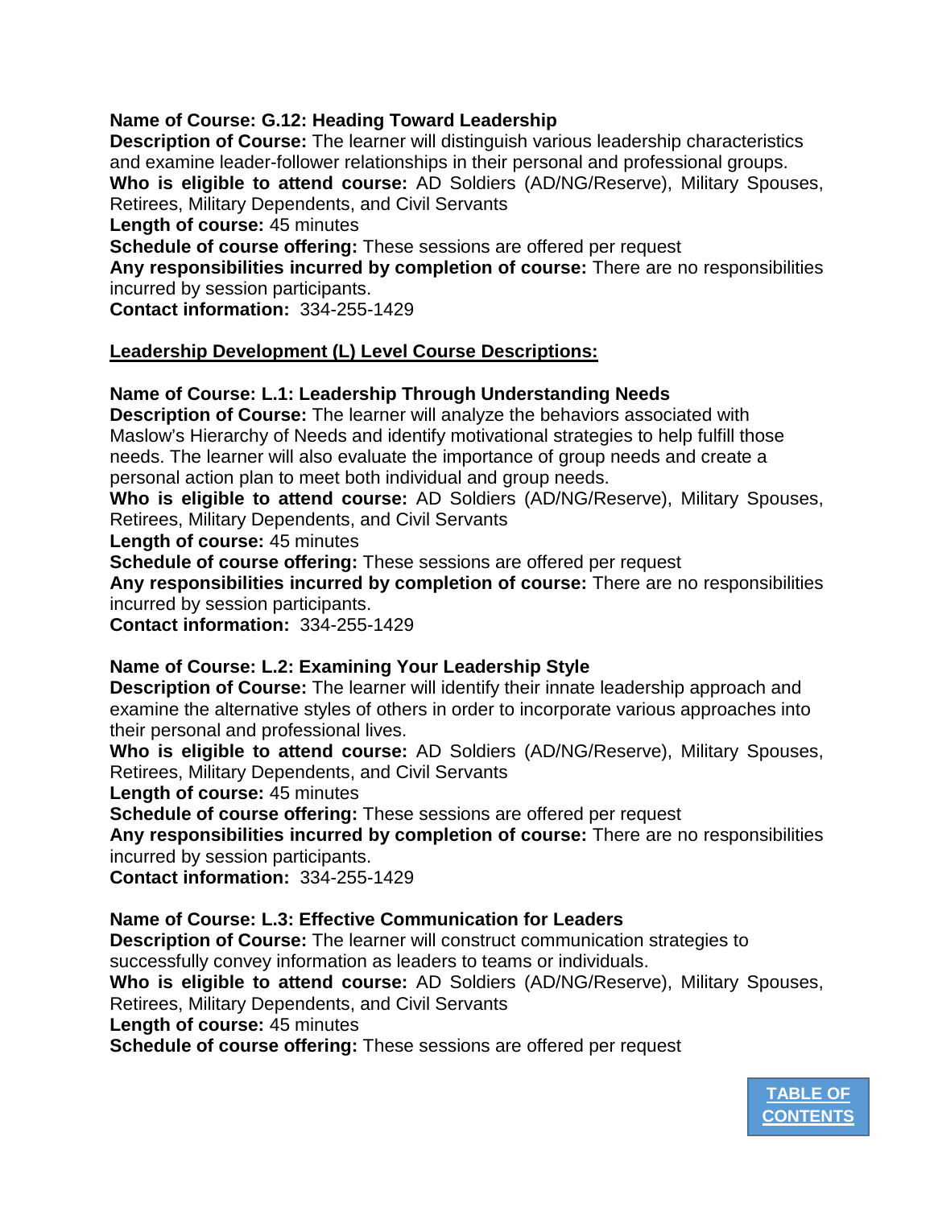**Name of Course: G.12: Heading Toward Leadership**
**Description of Course:** The learner will distinguish various leadership characteristics and examine leader-follower relationships in their personal and professional groups.
**Who is eligible to attend course:** AD Soldiers (AD/NG/Reserve), Military Spouses, Retirees, Military Dependents, and Civil Servants
**Length of course:** 45 minutes
**Schedule of course offering:** These sessions are offered per request
**Any responsibilities incurred by completion of course:** There are no responsibilities incurred by session participants.
**Contact information:** 334-255-1429

## Leadership Development (L) Level Course Descriptions:

**Name of Course: L.1: Leadership Through Understanding Needs**
**Description of Course:** The learner will analyze the behaviors associated with Maslow's Hierarchy of Needs and identify motivational strategies to help fulfill those needs. The learner will also evaluate the importance of group needs and create a personal action plan to meet both individual and group needs.
**Who is eligible to attend course:** AD Soldiers (AD/NG/Reserve), Military Spouses, Retirees, Military Dependents, and Civil Servants
**Length of course:** 45 minutes
**Schedule of course offering:** These sessions are offered per request
**Any responsibilities incurred by completion of course:** There are no responsibilities incurred by session participants.
**Contact information:** 334-255-1429

**Name of Course: L.2: Examining Your Leadership Style**
**Description of Course:** The learner will identify their innate leadership approach and examine the alternative styles of others in order to incorporate various approaches into their personal and professional lives.
**Who is eligible to attend course:** AD Soldiers (AD/NG/Reserve), Military Spouses, Retirees, Military Dependents, and Civil Servants
**Length of course:** 45 minutes
**Schedule of course offering:** These sessions are offered per request
**Any responsibilities incurred by completion of course:** There are no responsibilities incurred by session participants.
**Contact information:** 334-255-1429

**Name of Course: L.3: Effective Communication for Leaders**
**Description of Course:** The learner will construct communication strategies to successfully convey information as leaders to teams or individuals.
**Who is eligible to attend course:** AD Soldiers (AD/NG/Reserve), Military Spouses, Retirees, Military Dependents, and Civil Servants
**Length of course:** 45 minutes
**Schedule of course offering:** These sessions are offered per request

TABLE OF CONTENTS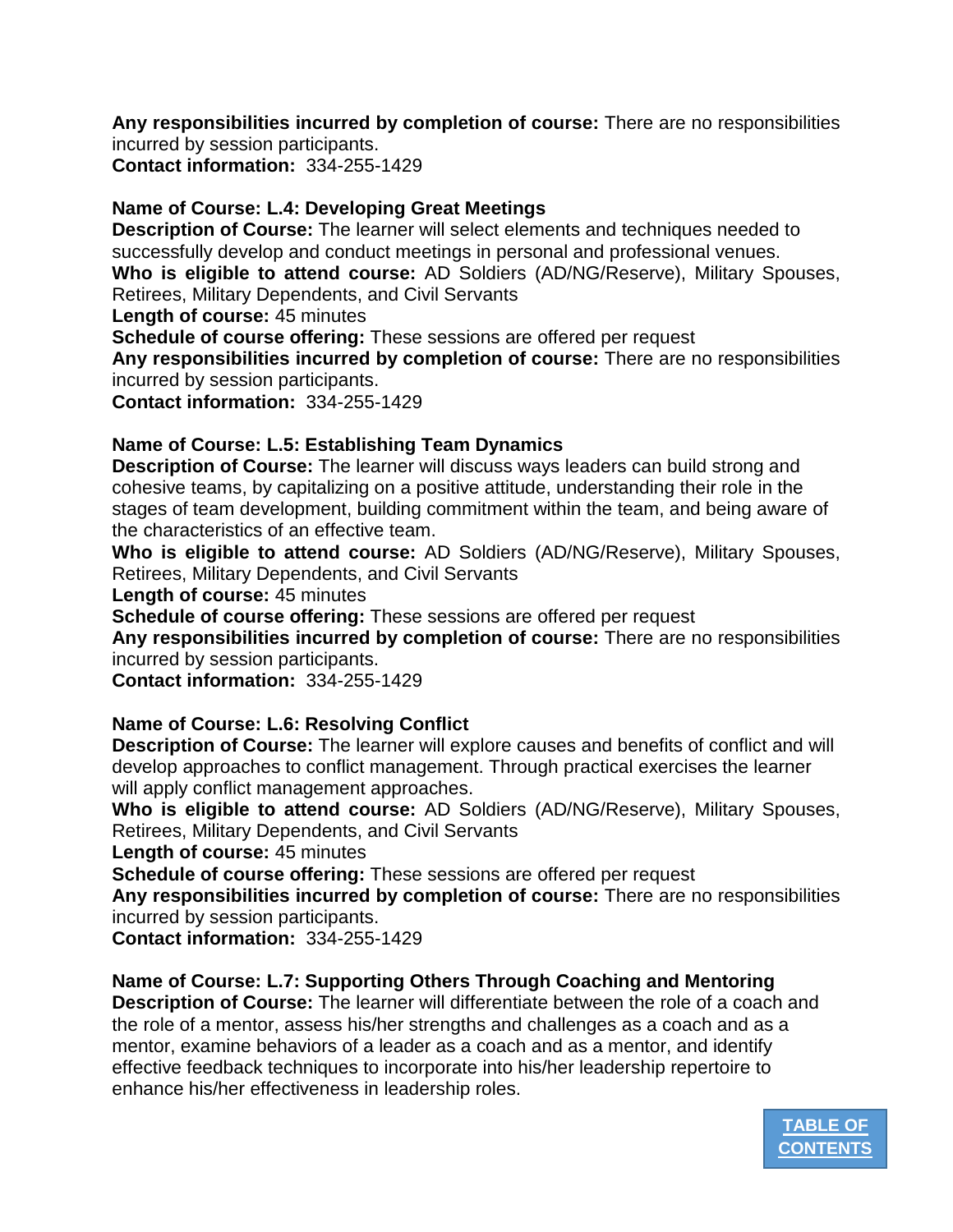**Any responsibilities incurred by completion of course:** There are no responsibilities incurred by session participants.
**Contact information:** 334-255-1429

**Name of Course: L.4: Developing Great Meetings**
**Description of Course:** The learner will select elements and techniques needed to successfully develop and conduct meetings in personal and professional venues.
**Who is eligible to attend course:** AD Soldiers (AD/NG/Reserve), Military Spouses, Retirees, Military Dependents, and Civil Servants
**Length of course:** 45 minutes
**Schedule of course offering:** These sessions are offered per request
**Any responsibilities incurred by completion of course:** There are no responsibilities incurred by session participants.
**Contact information:** 334-255-1429

**Name of Course: L.5: Establishing Team Dynamics**
**Description of Course:** The learner will discuss ways leaders can build strong and cohesive teams, by capitalizing on a positive attitude, understanding their role in the stages of team development, building commitment within the team, and being aware of the characteristics of an effective team.
**Who is eligible to attend course:** AD Soldiers (AD/NG/Reserve), Military Spouses, Retirees, Military Dependents, and Civil Servants
**Length of course:** 45 minutes
**Schedule of course offering:** These sessions are offered per request
**Any responsibilities incurred by completion of course:** There are no responsibilities incurred by session participants.
**Contact information:** 334-255-1429

**Name of Course: L.6: Resolving Conflict**
**Description of Course:** The learner will explore causes and benefits of conflict and will develop approaches to conflict management. Through practical exercises the learner will apply conflict management approaches.
**Who is eligible to attend course:** AD Soldiers (AD/NG/Reserve), Military Spouses, Retirees, Military Dependents, and Civil Servants
**Length of course:** 45 minutes
**Schedule of course offering:** These sessions are offered per request
**Any responsibilities incurred by completion of course:** There are no responsibilities incurred by session participants.
**Contact information:** 334-255-1429

**Name of Course: L.7: Supporting Others Through Coaching and Mentoring**
**Description of Course:** The learner will differentiate between the role of a coach and the role of a mentor, assess his/her strengths and challenges as a coach and as a mentor, examine behaviors of a leader as a coach and as a mentor, and identify effective feedback techniques to incorporate into his/her leadership repertoire to enhance his/her effectiveness in leadership roles.

TABLE OF CONTENTS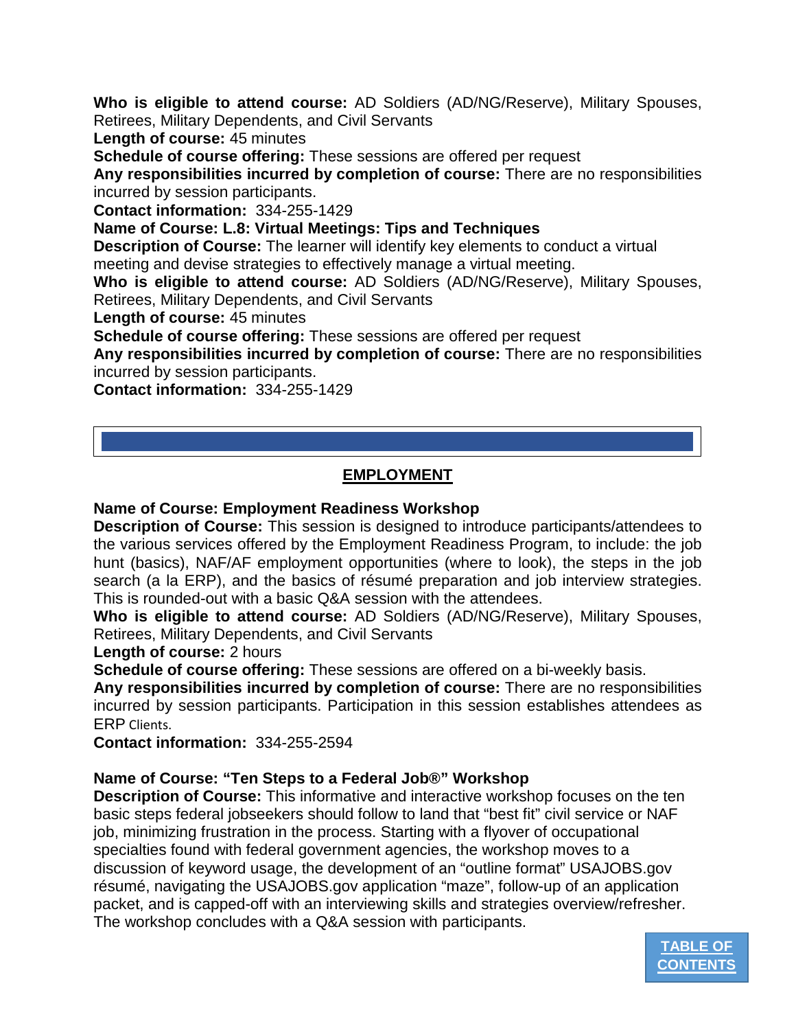**Who is eligible to attend course:** AD Soldiers (AD/NG/Reserve), Military Spouses, Retirees, Military Dependents, and Civil Servants
**Length of course:** 45 minutes
**Schedule of course offering:** These sessions are offered per request
**Any responsibilities incurred by completion of course:** There are no responsibilities incurred by session participants.
**Contact information:** 334-255-1429

**Name of Course: L.8: Virtual Meetings: Tips and Techniques**
**Description of Course:** The learner will identify key elements to conduct a virtual meeting and devise strategies to effectively manage a virtual meeting.
**Who is eligible to attend course:** AD Soldiers (AD/NG/Reserve), Military Spouses, Retirees, Military Dependents, and Civil Servants
**Length of course:** 45 minutes
**Schedule of course offering:** These sessions are offered per request
**Any responsibilities incurred by completion of course:** There are no responsibilities incurred by session participants.
**Contact information:** 334-255-1429

## EMPLOYMENT

**Name of Course: Employment Readiness Workshop**
**Description of Course:** This session is designed to introduce participants/attendees to the various services offered by the Employment Readiness Program, to include: the job hunt (basics), NAF/AF employment opportunities (where to look), the steps in the job search (a la ERP), and the basics of résumé preparation and job interview strategies. This is rounded-out with a basic Q&A session with the attendees.
**Who is eligible to attend course:** AD Soldiers (AD/NG/Reserve), Military Spouses, Retirees, Military Dependents, and Civil Servants
**Length of course:** 2 hours
**Schedule of course offering:** These sessions are offered on a bi-weekly basis.
**Any responsibilities incurred by completion of course:** There are no responsibilities incurred by session participants. Participation in this session establishes attendees as ERP Clients.
**Contact information:** 334-255-2594

**Name of Course: "Ten Steps to a Federal Job®" Workshop**
**Description of Course:** This informative and interactive workshop focuses on the ten basic steps federal jobseekers should follow to land that "best fit" civil service or NAF job, minimizing frustration in the process. Starting with a flyover of occupational specialties found with federal government agencies, the workshop moves to a discussion of keyword usage, the development of an "outline format" USAJOBS.gov résumé, navigating the USAJOBS.gov application "maze", follow-up of an application packet, and is capped-off with an interviewing skills and strategies overview/refresher. The workshop concludes with a Q&A session with participants.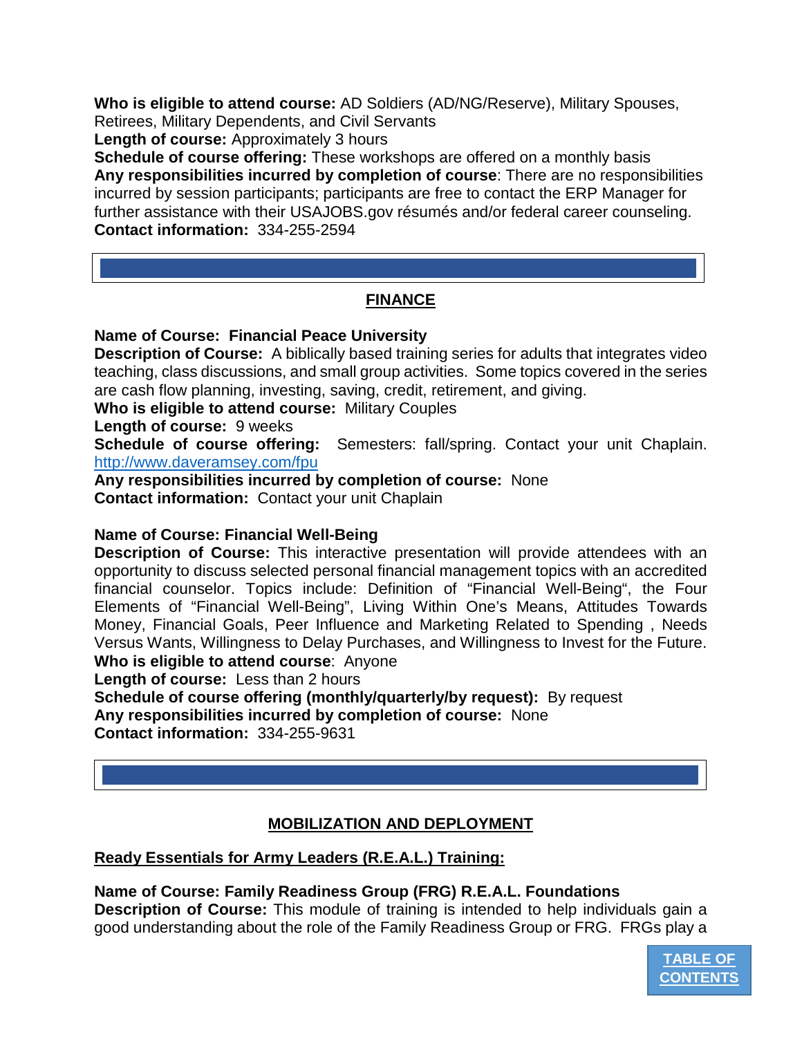**Who is eligible to attend course:** AD Soldiers (AD/NG/Reserve), Military Spouses, Retirees, Military Dependents, and Civil Servants
**Length of course:** Approximately 3 hours
**Schedule of course offering:** These workshops are offered on a monthly basis
**Any responsibilities incurred by completion of course**: There are no responsibilities incurred by session participants; participants are free to contact the ERP Manager for further assistance with their USAJOBS.gov résumés and/or federal career counseling.
**Contact information:** 334-255-2594

## FINANCE

**Name of Course: Financial Peace University**
**Description of Course:** A biblically based training series for adults that integrates video teaching, class discussions, and small group activities. Some topics covered in the series are cash flow planning, investing, saving, credit, retirement, and giving.
**Who is eligible to attend course:** Military Couples
**Length of course:** 9 weeks
**Schedule of course offering:** Semesters: fall/spring. Contact your unit Chaplain. http://www.daveramsey.com/fpu
**Any responsibilities incurred by completion of course:** None
**Contact information:** Contact your unit Chaplain

**Name of Course: Financial Well-Being**
**Description of Course:** This interactive presentation will provide attendees with an opportunity to discuss selected personal financial management topics with an accredited financial counselor. Topics include: Definition of "Financial Well-Being", the Four Elements of "Financial Well-Being", Living Within One's Means, Attitudes Towards Money, Financial Goals, Peer Influence and Marketing Related to Spending , Needs Versus Wants, Willingness to Delay Purchases, and Willingness to Invest for the Future.
**Who is eligible to attend course**: Anyone
**Length of course:** Less than 2 hours
**Schedule of course offering (monthly/quarterly/by request):** By request
**Any responsibilities incurred by completion of course:** None
**Contact information:** 334-255-9631

## MOBILIZATION AND DEPLOYMENT

### Ready Essentials for Army Leaders (R.E.A.L.) Training:

**Name of Course: Family Readiness Group (FRG) R.E.A.L. Foundations**
**Description of Course:** This module of training is intended to help individuals gain a good understanding about the role of the Family Readiness Group or FRG. FRGs play a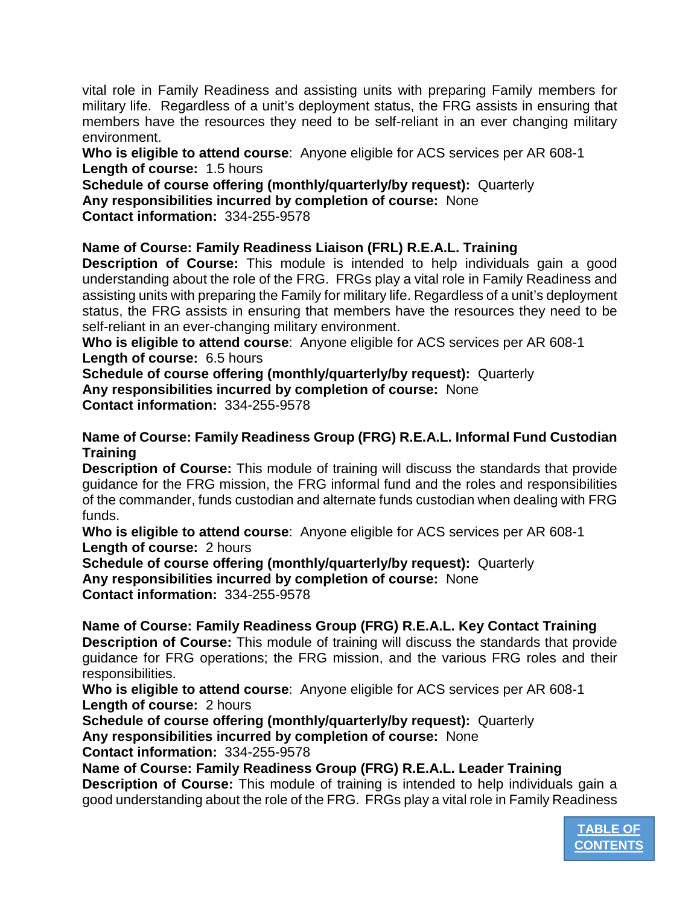vital role in Family Readiness and assisting units with preparing Family members for military life. Regardless of a unit's deployment status, the FRG assists in ensuring that members have the resources they need to be self-reliant in an ever changing military environment.

**Who is eligible to attend course**: Anyone eligible for ACS services per AR 608-1
**Length of course:** 1.5 hours
**Schedule of course offering (monthly/quarterly/by request):** Quarterly
**Any responsibilities incurred by completion of course:** None
**Contact information:** 334-255-9578

**Name of Course: Family Readiness Liaison (FRL) R.E.A.L. Training**
**Description of Course:** This module is intended to help individuals gain a good understanding about the role of the FRG. FRGs play a vital role in Family Readiness and assisting units with preparing the Family for military life. Regardless of a unit's deployment status, the FRG assists in ensuring that members have the resources they need to be self-reliant in an ever-changing military environment.
**Who is eligible to attend course**: Anyone eligible for ACS services per AR 608-1
**Length of course:** 6.5 hours
**Schedule of course offering (monthly/quarterly/by request):** Quarterly
**Any responsibilities incurred by completion of course:** None
**Contact information:** 334-255-9578

**Name of Course: Family Readiness Group (FRG) R.E.A.L. Informal Fund Custodian Training**
**Description of Course:** This module of training will discuss the standards that provide guidance for the FRG mission, the FRG informal fund and the roles and responsibilities of the commander, funds custodian and alternate funds custodian when dealing with FRG funds.
**Who is eligible to attend course**: Anyone eligible for ACS services per AR 608-1
**Length of course:** 2 hours
**Schedule of course offering (monthly/quarterly/by request):** Quarterly
**Any responsibilities incurred by completion of course:** None
**Contact information:** 334-255-9578

**Name of Course: Family Readiness Group (FRG) R.E.A.L. Key Contact Training**
**Description of Course:** This module of training will discuss the standards that provide guidance for FRG operations; the FRG mission, and the various FRG roles and their responsibilities.
**Who is eligible to attend course**: Anyone eligible for ACS services per AR 608-1
**Length of course:** 2 hours
**Schedule of course offering (monthly/quarterly/by request):** Quarterly
**Any responsibilities incurred by completion of course:** None
**Contact information:** 334-255-9578

**Name of Course: Family Readiness Group (FRG) R.E.A.L. Leader Training**
**Description of Course:** This module of training is intended to help individuals gain a good understanding about the role of the FRG. FRGs play a vital role in Family Readiness

TABLE OF CONTENTS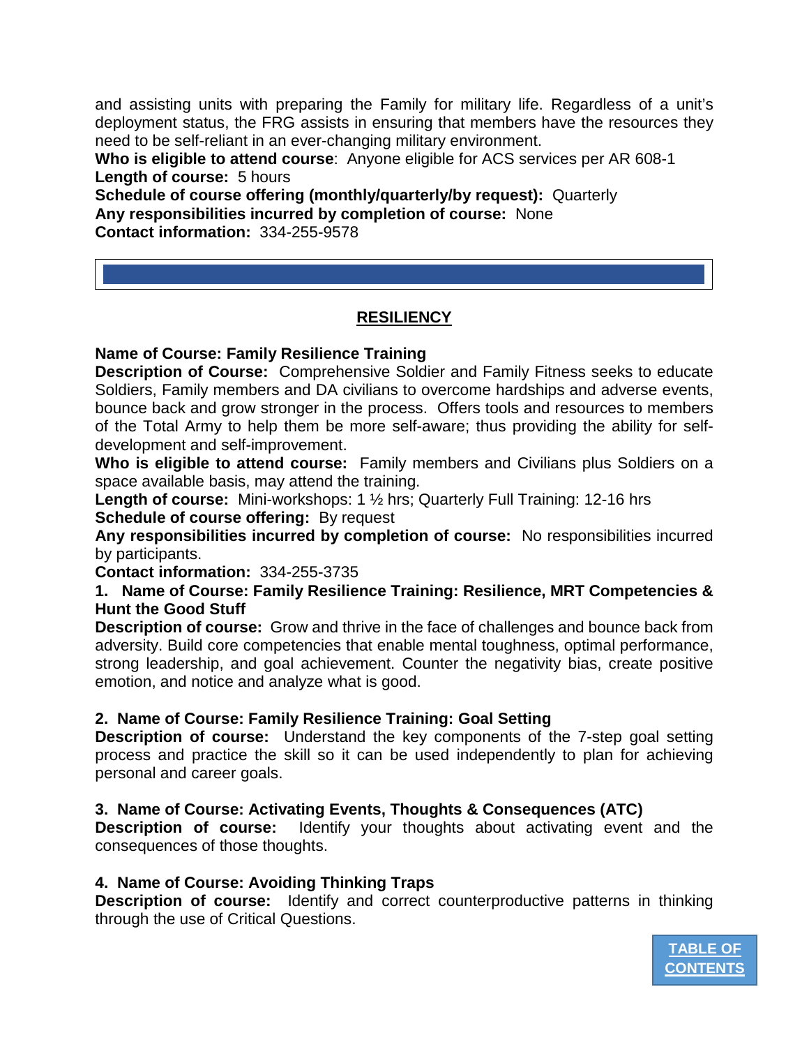and assisting units with preparing the Family for military life. Regardless of a unit's deployment status, the FRG assists in ensuring that members have the resources they need to be self-reliant in an ever-changing military environment.

**Who is eligible to attend course**: Anyone eligible for ACS services per AR 608-1

**Length of course:** 5 hours

**Schedule of course offering (monthly/quarterly/by request):** Quarterly

**Any responsibilities incurred by completion of course:** None

**Contact information:** 334-255-9578

## RESILIENCY

**Name of Course: Family Resilience Training**

**Description of Course:** Comprehensive Soldier and Family Fitness seeks to educate Soldiers, Family members and DA civilians to overcome hardships and adverse events, bounce back and grow stronger in the process. Offers tools and resources to members of the Total Army to help them be more self-aware; thus providing the ability for self-development and self-improvement.

**Who is eligible to attend course:** Family members and Civilians plus Soldiers on a space available basis, may attend the training.

**Length of course:** Mini-workshops: 1 ½ hrs; Quarterly Full Training: 12-16 hrs

**Schedule of course offering:** By request

**Any responsibilities incurred by completion of course:** No responsibilities incurred by participants.

**Contact information:** 334-255-3735

**1. Name of Course: Family Resilience Training: Resilience, MRT Competencies & Hunt the Good Stuff**

**Description of course:** Grow and thrive in the face of challenges and bounce back from adversity. Build core competencies that enable mental toughness, optimal performance, strong leadership, and goal achievement. Counter the negativity bias, create positive emotion, and notice and analyze what is good.

**2. Name of Course: Family Resilience Training: Goal Setting**

**Description of course:** Understand the key components of the 7-step goal setting process and practice the skill so it can be used independently to plan for achieving personal and career goals.

**3. Name of Course: Activating Events, Thoughts & Consequences (ATC)**

**Description of course:** Identify your thoughts about activating event and the consequences of those thoughts.

**4. Name of Course: Avoiding Thinking Traps**

**Description of course:** Identify and correct counterproductive patterns in thinking through the use of Critical Questions.

TABLE OF CONTENTS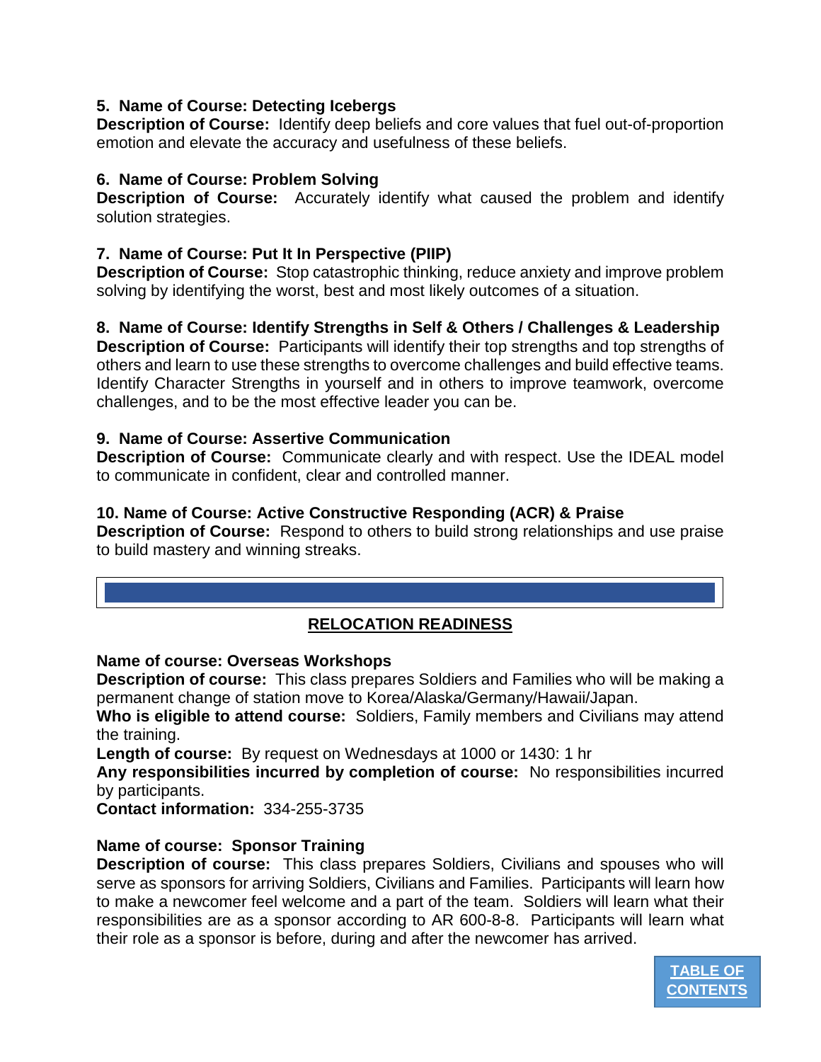**5. Name of Course: Detecting Icebergs**
**Description of Course:** Identify deep beliefs and core values that fuel out-of-proportion emotion and elevate the accuracy and usefulness of these beliefs.

**6. Name of Course: Problem Solving**
**Description of Course:** Accurately identify what caused the problem and identify solution strategies.

**7. Name of Course: Put It In Perspective (PIIP)**
**Description of Course:** Stop catastrophic thinking, reduce anxiety and improve problem solving by identifying the worst, best and most likely outcomes of a situation.

**8. Name of Course: Identify Strengths in Self & Others / Challenges & Leadership**
**Description of Course:** Participants will identify their top strengths and top strengths of others and learn to use these strengths to overcome challenges and build effective teams. Identify Character Strengths in yourself and in others to improve teamwork, overcome challenges, and to be the most effective leader you can be.

**9. Name of Course: Assertive Communication**
**Description of Course:** Communicate clearly and with respect. Use the IDEAL model to communicate in confident, clear and controlled manner.

**10. Name of Course: Active Constructive Responding (ACR) & Praise**
**Description of Course:** Respond to others to build strong relationships and use praise to build mastery and winning streaks.

## RELOCATION READINESS

**Name of course: Overseas Workshops**
**Description of course:** This class prepares Soldiers and Families who will be making a permanent change of station move to Korea/Alaska/Germany/Hawaii/Japan.
**Who is eligible to attend course:** Soldiers, Family members and Civilians may attend the training.
**Length of course:** By request on Wednesdays at 1000 or 1430: 1 hr
**Any responsibilities incurred by completion of course:** No responsibilities incurred by participants.
**Contact information:** 334-255-3735

**Name of course: Sponsor Training**
**Description of course:** This class prepares Soldiers, Civilians and spouses who will serve as sponsors for arriving Soldiers, Civilians and Families. Participants will learn how to make a newcomer feel welcome and a part of the team. Soldiers will learn what their responsibilities are as a sponsor according to AR 600-8-8. Participants will learn what their role as a sponsor is before, during and after the newcomer has arrived.

TABLE OF CONTENTS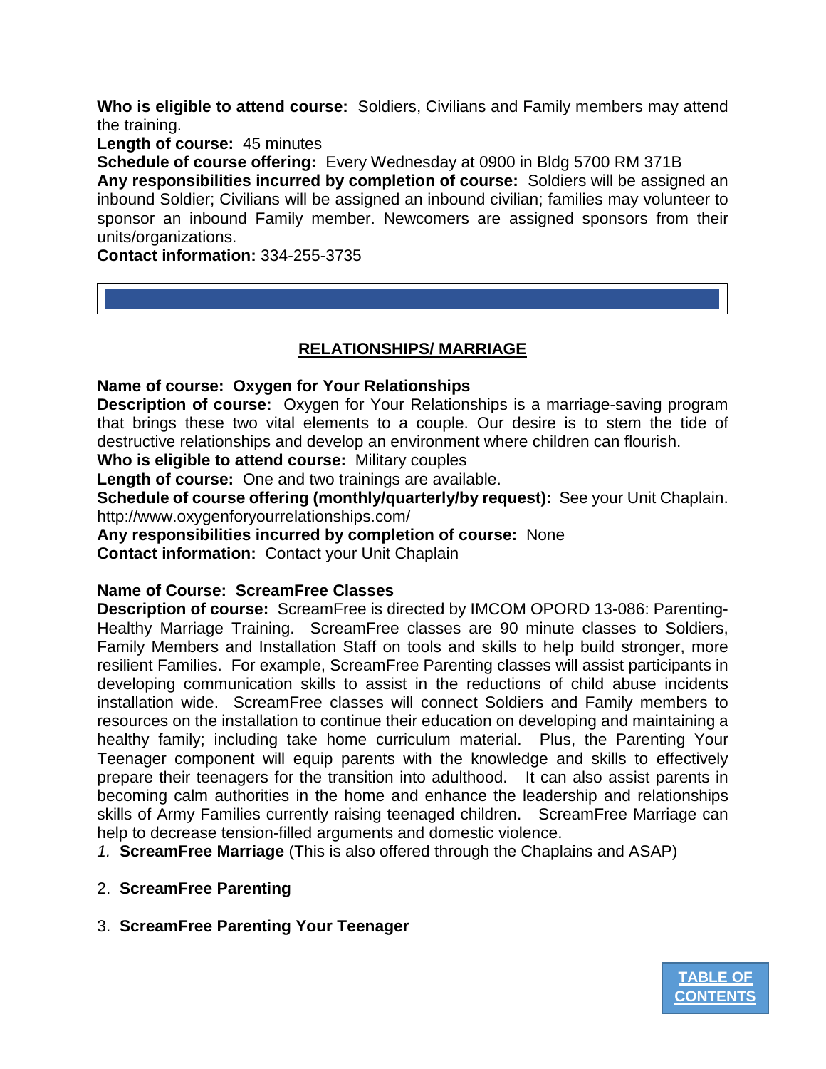**Who is eligible to attend course:** Soldiers, Civilians and Family members may attend the training.
**Length of course:** 45 minutes
**Schedule of course offering:** Every Wednesday at 0900 in Bldg 5700 RM 371B
**Any responsibilities incurred by completion of course:** Soldiers will be assigned an inbound Soldier; Civilians will be assigned an inbound civilian; families may volunteer to sponsor an inbound Family member. Newcomers are assigned sponsors from their units/organizations.
**Contact information:** 334-255-3735

## RELATIONSHIPS/ MARRIAGE

**Name of course: Oxygen for Your Relationships**
**Description of course:** Oxygen for Your Relationships is a marriage-saving program that brings these two vital elements to a couple. Our desire is to stem the tide of destructive relationships and develop an environment where children can flourish.
**Who is eligible to attend course:** Military couples
**Length of course:** One and two trainings are available.
**Schedule of course offering (monthly/quarterly/by request):** See your Unit Chaplain. http://www.oxygenforyourrelationships.com/
**Any responsibilities incurred by completion of course:** None
**Contact information:** Contact your Unit Chaplain

**Name of Course: ScreamFree Classes**
**Description of course:** ScreamFree is directed by IMCOM OPORD 13-086: Parenting-Healthy Marriage Training. ScreamFree classes are 90 minute classes to Soldiers, Family Members and Installation Staff on tools and skills to help build stronger, more resilient Families. For example, ScreamFree Parenting classes will assist participants in developing communication skills to assist in the reductions of child abuse incidents installation wide. ScreamFree classes will connect Soldiers and Family members to resources on the installation to continue their education on developing and maintaining a healthy family; including take home curriculum material. Plus, the Parenting Your Teenager component will equip parents with the knowledge and skills to effectively prepare their teenagers for the transition into adulthood. It can also assist parents in becoming calm authorities in the home and enhance the leadership and relationships skills of Army Families currently raising teenaged children. ScreamFree Marriage can help to decrease tension-filled arguments and domestic violence.

1. **ScreamFree Marriage** (This is also offered through the Chaplains and ASAP)
2. **ScreamFree Parenting**
3. **ScreamFree Parenting Your Teenager**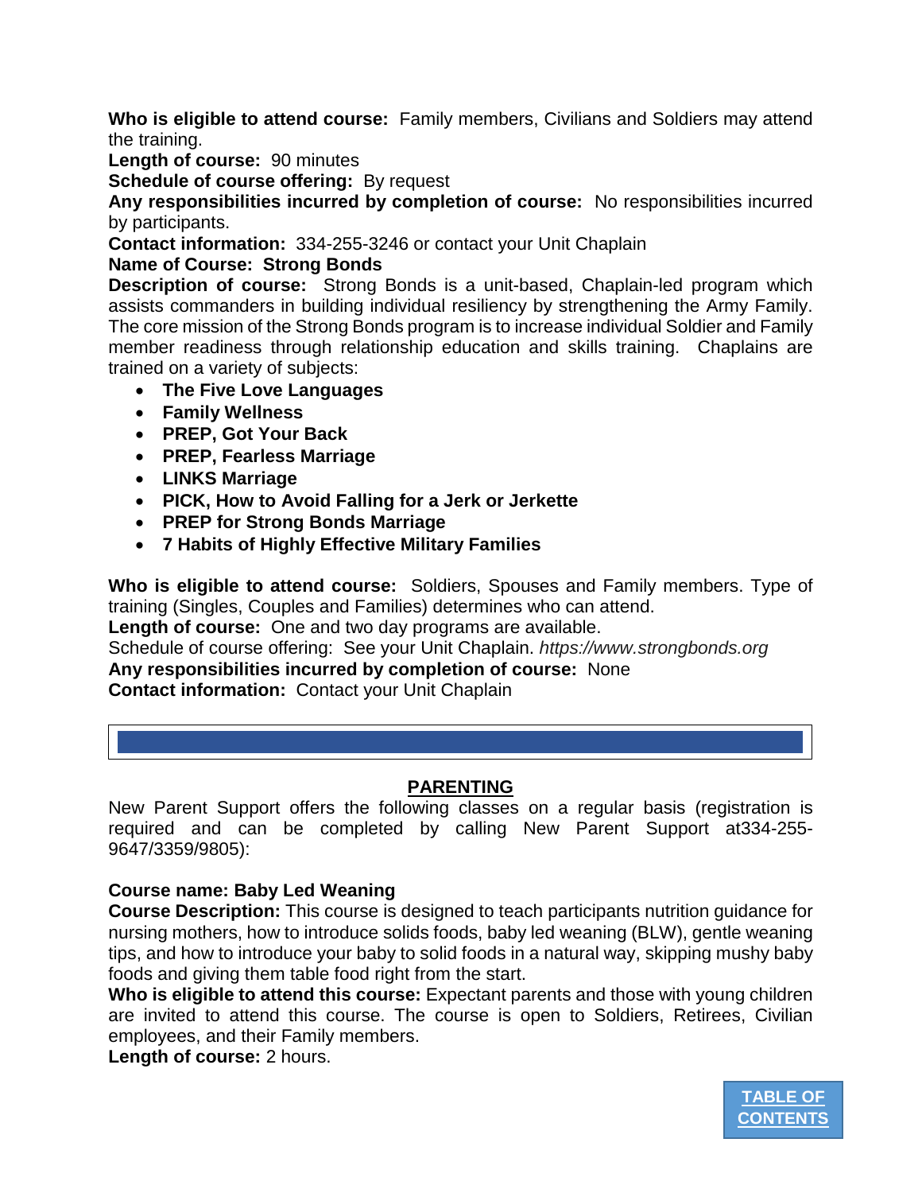**Who is eligible to attend course:** Family members, Civilians and Soldiers may attend the training.
**Length of course:** 90 minutes
**Schedule of course offering:** By request
**Any responsibilities incurred by completion of course:** No responsibilities incurred by participants.
**Contact information:** 334-255-3246 or contact your Unit Chaplain
**Name of Course: Strong Bonds**
**Description of course:** Strong Bonds is a unit-based, Chaplain-led program which assists commanders in building individual resiliency by strengthening the Army Family. The core mission of the Strong Bonds program is to increase individual Soldier and Family member readiness through relationship education and skills training. Chaplains are trained on a variety of subjects:

- **The Five Love Languages**
- **Family Wellness**
- **PREP, Got Your Back**
- **PREP, Fearless Marriage**
- **LINKS Marriage**
- **PICK, How to Avoid Falling for a Jerk or Jerkette**
- **PREP for Strong Bonds Marriage**
- **7 Habits of Highly Effective Military Families**

**Who is eligible to attend course:** Soldiers, Spouses and Family members. Type of training (Singles, Couples and Families) determines who can attend.
**Length of course:** One and two day programs are available.
Schedule of course offering: See your Unit Chaplain. *https://www.strongbonds.org*
**Any responsibilities incurred by completion of course:** None
**Contact information:** Contact your Unit Chaplain

## PARENTING

New Parent Support offers the following classes on a regular basis (registration is required and can be completed by calling New Parent Support at334-255-9647/3359/9805):

**Course name: Baby Led Weaning**
**Course Description:** This course is designed to teach participants nutrition guidance for nursing mothers, how to introduce solids foods, baby led weaning (BLW), gentle weaning tips, and how to introduce your baby to solid foods in a natural way, skipping mushy baby foods and giving them table food right from the start.
**Who is eligible to attend this course:** Expectant parents and those with young children are invited to attend this course. The course is open to Soldiers, Retirees, Civilian employees, and their Family members.
**Length of course:** 2 hours.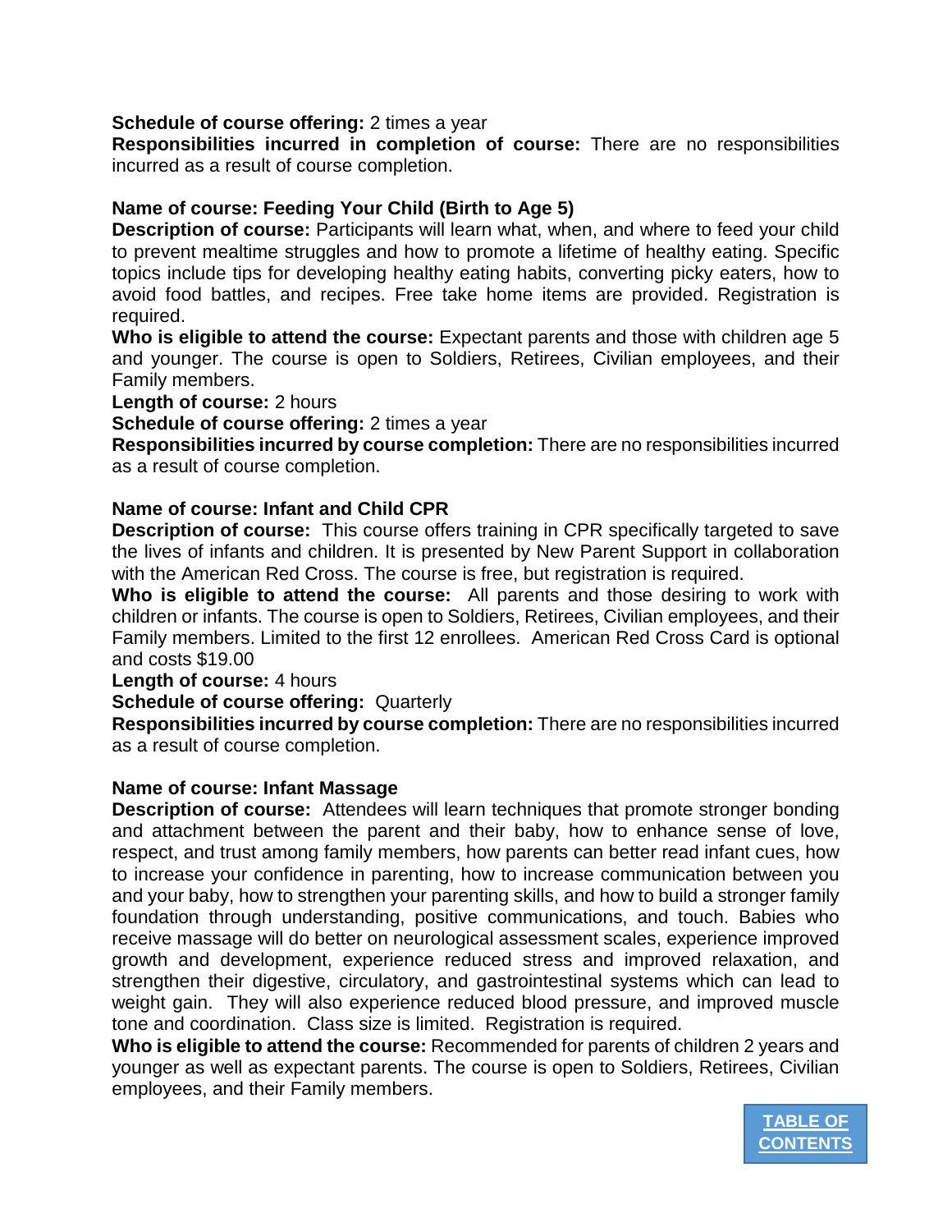**Schedule of course offering:** 2 times a year
**Responsibilities incurred in completion of course:** There are no responsibilities incurred as a result of course completion.

**Name of course: Feeding Your Child (Birth to Age 5)**
**Description of course:** Participants will learn what, when, and where to feed your child to prevent mealtime struggles and how to promote a lifetime of healthy eating. Specific topics include tips for developing healthy eating habits, converting picky eaters, how to avoid food battles, and recipes. Free take home items are provided. Registration is required.
**Who is eligible to attend the course:** Expectant parents and those with children age 5 and younger. The course is open to Soldiers, Retirees, Civilian employees, and their Family members.
**Length of course:** 2 hours
**Schedule of course offering:** 2 times a year
**Responsibilities incurred by course completion:** There are no responsibilities incurred as a result of course completion.

**Name of course: Infant and Child CPR**
**Description of course:** This course offers training in CPR specifically targeted to save the lives of infants and children. It is presented by New Parent Support in collaboration with the American Red Cross. The course is free, but registration is required.
**Who is eligible to attend the course:** All parents and those desiring to work with children or infants. The course is open to Soldiers, Retirees, Civilian employees, and their Family members. Limited to the first 12 enrollees. American Red Cross Card is optional and costs $19.00
**Length of course:** 4 hours
**Schedule of course offering:** Quarterly
**Responsibilities incurred by course completion:** There are no responsibilities incurred as a result of course completion.

**Name of course: Infant Massage**
**Description of course:** Attendees will learn techniques that promote stronger bonding and attachment between the parent and their baby, how to enhance sense of love, respect, and trust among family members, how parents can better read infant cues, how to increase your confidence in parenting, how to increase communication between you and your baby, how to strengthen your parenting skills, and how to build a stronger family foundation through understanding, positive communications, and touch. Babies who receive massage will do better on neurological assessment scales, experience improved growth and development, experience reduced stress and improved relaxation, and strengthen their digestive, circulatory, and gastrointestinal systems which can lead to weight gain. They will also experience reduced blood pressure, and improved muscle tone and coordination. Class size is limited. Registration is required.
**Who is eligible to attend the course:** Recommended for parents of children 2 years and younger as well as expectant parents. The course is open to Soldiers, Retirees, Civilian employees, and their Family members.

TABLE OF CONTENTS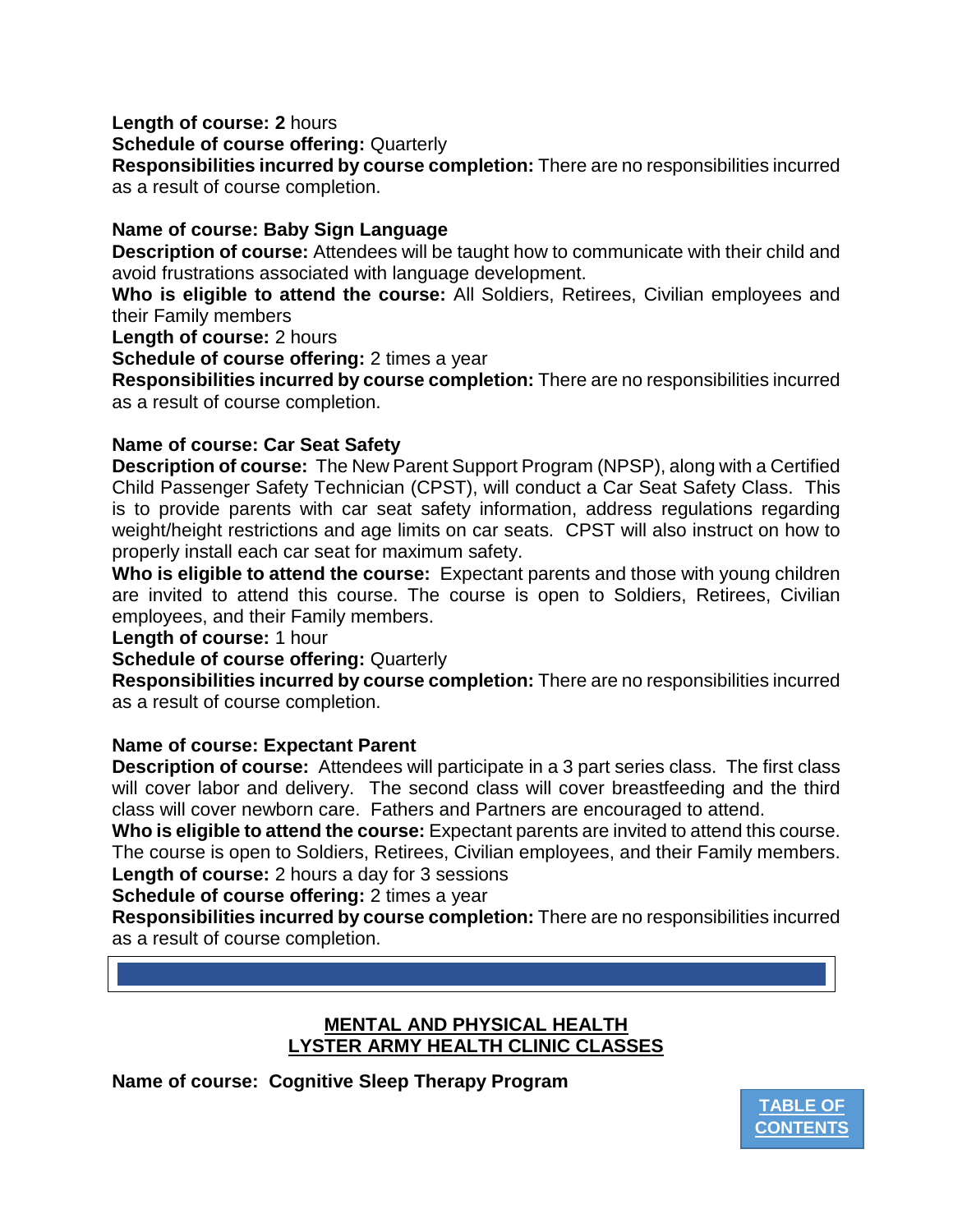**Length of course: 2** hours
**Schedule of course offering:** Quarterly
**Responsibilities incurred by course completion:** There are no responsibilities incurred as a result of course completion.

**Name of course: Baby Sign Language**
**Description of course:** Attendees will be taught how to communicate with their child and avoid frustrations associated with language development.
**Who is eligible to attend the course:** All Soldiers, Retirees, Civilian employees and their Family members
**Length of course:** 2 hours
**Schedule of course offering:** 2 times a year
**Responsibilities incurred by course completion:** There are no responsibilities incurred as a result of course completion.

**Name of course: Car Seat Safety**
**Description of course:** The New Parent Support Program (NPSP), along with a Certified Child Passenger Safety Technician (CPST), will conduct a Car Seat Safety Class. This is to provide parents with car seat safety information, address regulations regarding weight/height restrictions and age limits on car seats. CPST will also instruct on how to properly install each car seat for maximum safety.
**Who is eligible to attend the course:** Expectant parents and those with young children are invited to attend this course. The course is open to Soldiers, Retirees, Civilian employees, and their Family members.
**Length of course:** 1 hour
**Schedule of course offering:** Quarterly
**Responsibilities incurred by course completion:** There are no responsibilities incurred as a result of course completion.

**Name of course: Expectant Parent**
**Description of course:** Attendees will participate in a 3 part series class. The first class will cover labor and delivery. The second class will cover breastfeeding and the third class will cover newborn care. Fathers and Partners are encouraged to attend.
**Who is eligible to attend the course:** Expectant parents are invited to attend this course. The course is open to Soldiers, Retirees, Civilian employees, and their Family members.
**Length of course:** 2 hours a day for 3 sessions
**Schedule of course offering:** 2 times a year
**Responsibilities incurred by course completion:** There are no responsibilities incurred as a result of course completion.

## MENTAL AND PHYSICAL HEALTH
## LYSTER ARMY HEALTH CLINIC CLASSES

**Name of course: Cognitive Sleep Therapy Program**

TABLE OF CONTENTS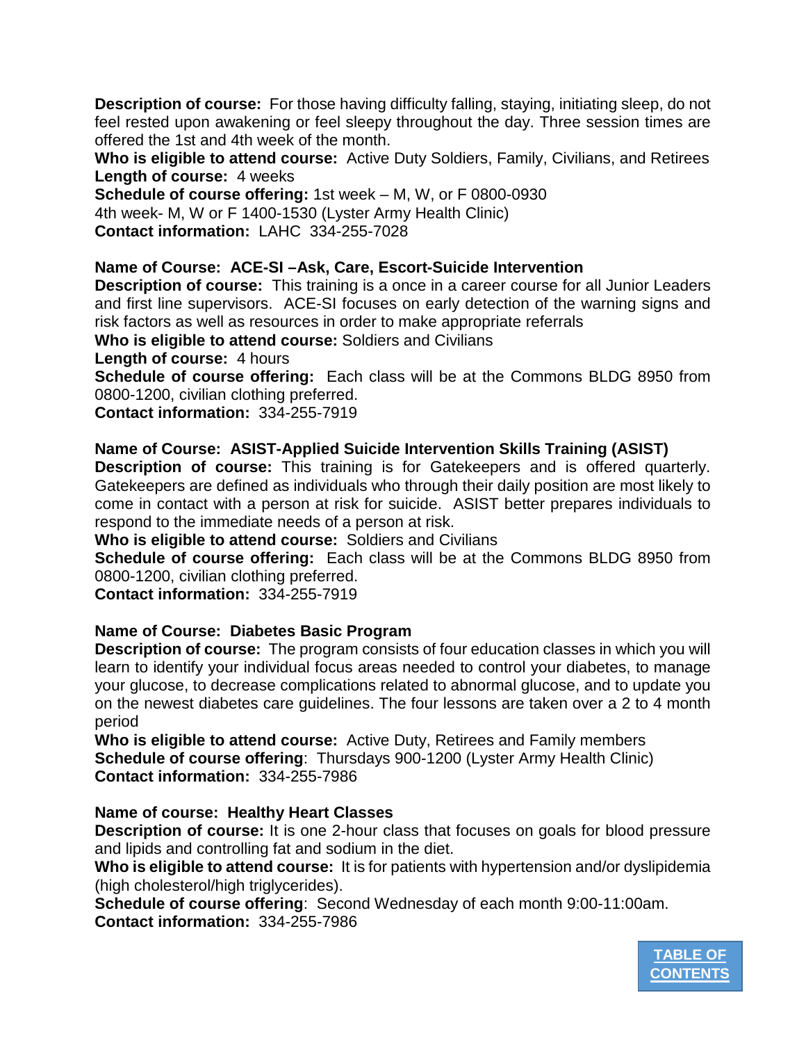**Description of course:** For those having difficulty falling, staying, initiating sleep, do not feel rested upon awakening or feel sleepy throughout the day. Three session times are offered the 1st and 4th week of the month.
**Who is eligible to attend course:** Active Duty Soldiers, Family, Civilians, and Retirees
**Length of course:** 4 weeks
**Schedule of course offering:** 1st week – M, W, or F 0800-0930
4th week- M, W or F 1400-1530 (Lyster Army Health Clinic)
**Contact information:** LAHC 334-255-7028

**Name of Course: ACE-SI –Ask, Care, Escort-Suicide Intervention**
**Description of course:** This training is a once in a career course for all Junior Leaders and first line supervisors. ACE-SI focuses on early detection of the warning signs and risk factors as well as resources in order to make appropriate referrals
**Who is eligible to attend course:** Soldiers and Civilians
**Length of course:** 4 hours
**Schedule of course offering:** Each class will be at the Commons BLDG 8950 from 0800-1200, civilian clothing preferred.
**Contact information:** 334-255-7919

**Name of Course: ASIST-Applied Suicide Intervention Skills Training (ASIST)**
**Description of course:** This training is for Gatekeepers and is offered quarterly. Gatekeepers are defined as individuals who through their daily position are most likely to come in contact with a person at risk for suicide. ASIST better prepares individuals to respond to the immediate needs of a person at risk.
**Who is eligible to attend course:** Soldiers and Civilians
**Schedule of course offering:** Each class will be at the Commons BLDG 8950 from 0800-1200, civilian clothing preferred.
**Contact information:** 334-255-7919

**Name of Course: Diabetes Basic Program**
**Description of course:** The program consists of four education classes in which you will learn to identify your individual focus areas needed to control your diabetes, to manage your glucose, to decrease complications related to abnormal glucose, and to update you on the newest diabetes care guidelines. The four lessons are taken over a 2 to 4 month period
**Who is eligible to attend course:** Active Duty, Retirees and Family members
**Schedule of course offering**: Thursdays 900-1200 (Lyster Army Health Clinic)
**Contact information:** 334-255-7986

**Name of course: Healthy Heart Classes**
**Description of course:** It is one 2-hour class that focuses on goals for blood pressure and lipids and controlling fat and sodium in the diet.
**Who is eligible to attend course:** It is for patients with hypertension and/or dyslipidemia (high cholesterol/high triglycerides).
**Schedule of course offering**: Second Wednesday of each month 9:00-11:00am.
**Contact information:** 334-255-7986

TABLE OF CONTENTS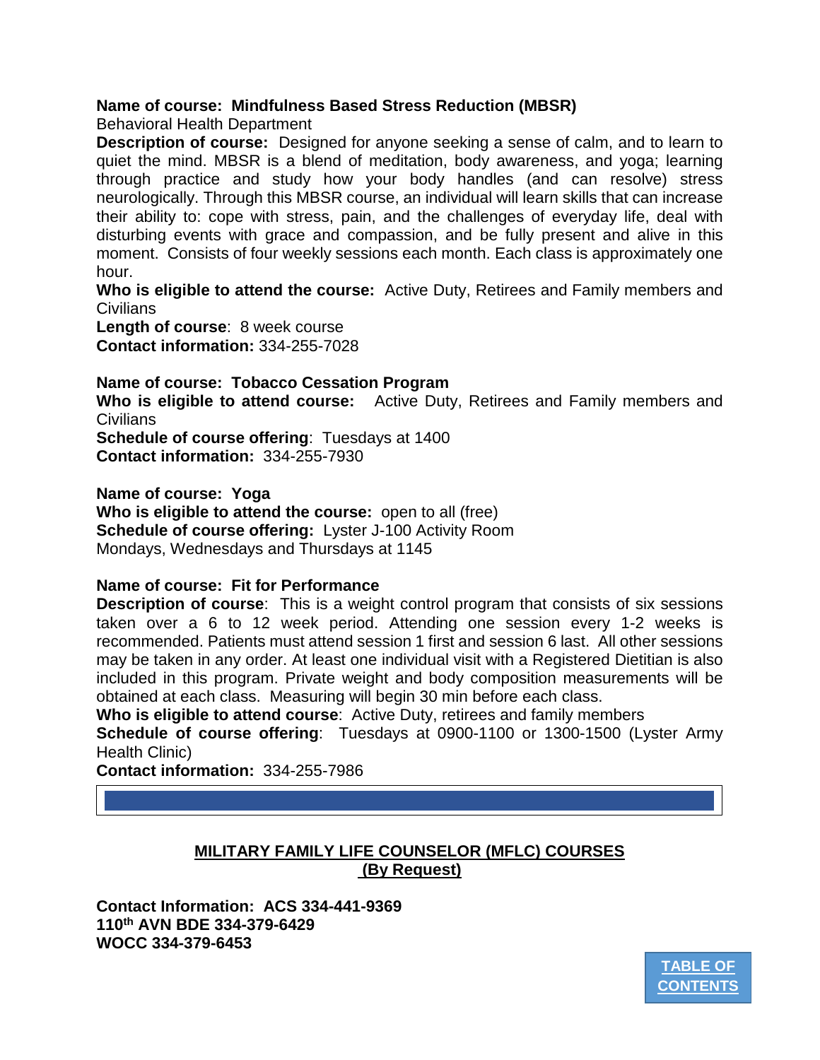**Name of course: Mindfulness Based Stress Reduction (MBSR)**
Behavioral Health Department
**Description of course:** Designed for anyone seeking a sense of calm, and to learn to quiet the mind. MBSR is a blend of meditation, body awareness, and yoga; learning through practice and study how your body handles (and can resolve) stress neurologically. Through this MBSR course, an individual will learn skills that can increase their ability to: cope with stress, pain, and the challenges of everyday life, deal with disturbing events with grace and compassion, and be fully present and alive in this moment. Consists of four weekly sessions each month. Each class is approximately one hour.
**Who is eligible to attend the course:** Active Duty, Retirees and Family members and Civilians
**Length of course**: 8 week course
**Contact information:** 334-255-7028

**Name of course: Tobacco Cessation Program**
**Who is eligible to attend course:** Active Duty, Retirees and Family members and Civilians
**Schedule of course offering**: Tuesdays at 1400
**Contact information:** 334-255-7930

**Name of course: Yoga**
**Who is eligible to attend the course:** open to all (free)
**Schedule of course offering:** Lyster J-100 Activity Room
Mondays, Wednesdays and Thursdays at 1145

**Name of course: Fit for Performance**
**Description of course**: This is a weight control program that consists of six sessions taken over a 6 to 12 week period. Attending one session every 1-2 weeks is recommended. Patients must attend session 1 first and session 6 last. All other sessions may be taken in any order. At least one individual visit with a Registered Dietitian is also included in this program. Private weight and body composition measurements will be obtained at each class. Measuring will begin 30 min before each class.
**Who is eligible to attend course**: Active Duty, retirees and family members
**Schedule of course offering**: Tuesdays at 0900-1100 or 1300-1500 (Lyster Army Health Clinic)
**Contact information:** 334-255-7986

## MILITARY FAMILY LIFE COUNSELOR (MFLC) COURSES (By Request)

**Contact Information: ACS 334-441-9369**
**110th AVN BDE 334-379-6429**
**WOCC 334-379-6453**

TABLE OF CONTENTS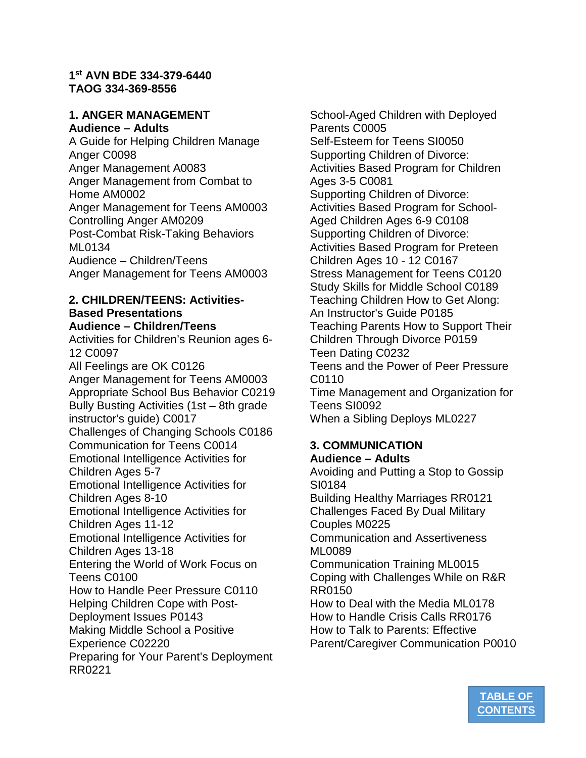**1st AVN BDE 334-379-6440**
**TAOG 334-369-8556**

## 1. ANGER MANAGEMENT

**Audience – Adults**

A Guide for Helping Children Manage Anger C0098
Anger Management A0083
Anger Management from Combat to Home AM0002
Anger Management for Teens AM0003
Controlling Anger AM0209
Post-Combat Risk-Taking Behaviors ML0134

Audience – Children/Teens

Anger Management for Teens AM0003

## 2. CHILDREN/TEENS: Activities-Based Presentations

**Audience – Children/Teens**

Activities for Children's Reunion ages 6-12 C0097
All Feelings are OK C0126
Anger Management for Teens AM0003
Appropriate School Bus Behavior C0219
Bully Busting Activities (1st – 8th grade instructor's guide) C0017
Challenges of Changing Schools C0186
Communication for Teens C0014
Emotional Intelligence Activities for Children Ages 5-7
Emotional Intelligence Activities for Children Ages 8-10
Emotional Intelligence Activities for Children Ages 11-12
Emotional Intelligence Activities for Children Ages 13-18
Entering the World of Work Focus on Teens C0100
How to Handle Peer Pressure C0110
Helping Children Cope with Post-Deployment Issues P0143
Making Middle School a Positive Experience C02220
Preparing for Your Parent's Deployment RR0221
School-Aged Children with Deployed Parents C0005
Self-Esteem for Teens SI0050
Supporting Children of Divorce: Activities Based Program for Children Ages 3-5 C0081
Supporting Children of Divorce: Activities Based Program for School-Aged Children Ages 6-9 C0108
Supporting Children of Divorce: Activities Based Program for Preteen Children Ages 10 - 12 C0167
Stress Management for Teens C0120
Study Skills for Middle School C0189
Teaching Children How to Get Along: An Instructor's Guide P0185
Teaching Parents How to Support Their Children Through Divorce P0159
Teen Dating C0232
Teens and the Power of Peer Pressure C0110
Time Management and Organization for Teens SI0092
When a Sibling Deploys ML0227

## 3. COMMUNICATION

**Audience – Adults**

Avoiding and Putting a Stop to Gossip SI0184
Building Healthy Marriages RR0121
Challenges Faced By Dual Military Couples M0225
Communication and Assertiveness ML0089
Communication Training ML0015
Coping with Challenges While on R&R RR0150
How to Deal with the Media ML0178
How to Handle Crisis Calls RR0176
How to Talk to Parents: Effective Parent/Caregiver Communication P0010

TABLE OF CONTENTS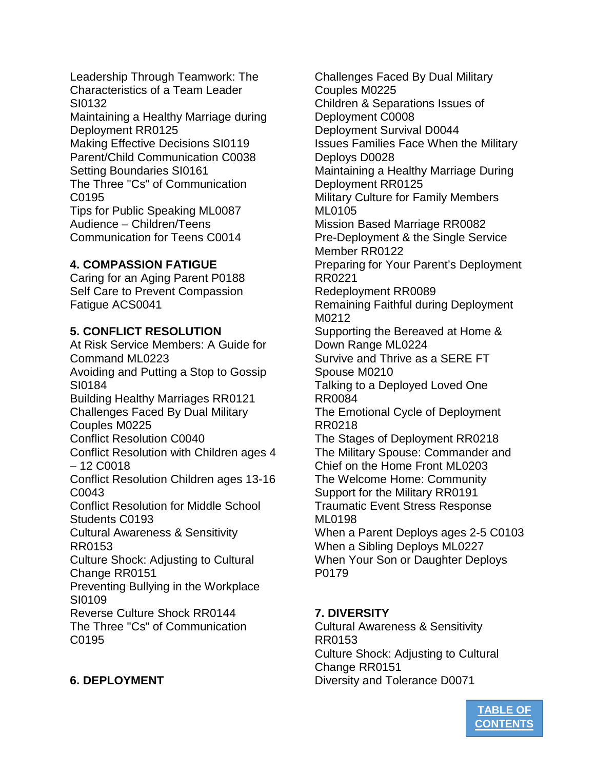Leadership Through Teamwork: The Characteristics of a Team Leader SI0132
Maintaining a Healthy Marriage during Deployment RR0125
Making Effective Decisions SI0119
Parent/Child Communication C0038
Setting Boundaries SI0161
The Three "Cs" of Communication C0195
Tips for Public Speaking ML0087
Audience – Children/Teens
Communication for Teens C0014

**4. COMPASSION FATIGUE**

Caring for an Aging Parent P0188
Self Care to Prevent Compassion Fatigue ACS0041

**5. CONFLICT RESOLUTION**

At Risk Service Members: A Guide for Command ML0223
Avoiding and Putting a Stop to Gossip SI0184
Building Healthy Marriages RR0121
Challenges Faced By Dual Military Couples M0225
Conflict Resolution C0040
Conflict Resolution with Children ages 4 – 12 C0018
Conflict Resolution Children ages 13-16 C0043
Conflict Resolution for Middle School Students C0193
Cultural Awareness & Sensitivity RR0153
Culture Shock: Adjusting to Cultural Change RR0151
Preventing Bullying in the Workplace SI0109
Reverse Culture Shock RR0144
The Three "Cs" of Communication C0195

**6. DEPLOYMENT**

Challenges Faced By Dual Military Couples M0225
Children & Separations Issues of Deployment C0008
Deployment Survival D0044
Issues Families Face When the Military Deploys D0028
Maintaining a Healthy Marriage During Deployment RR0125
Military Culture for Family Members ML0105
Mission Based Marriage RR0082
Pre-Deployment & the Single Service Member RR0122
Preparing for Your Parent's Deployment RR0221
Redeployment RR0089
Remaining Faithful during Deployment M0212
Supporting the Bereaved at Home & Down Range ML0224
Survive and Thrive as a SERE FT Spouse M0210
Talking to a Deployed Loved One RR0084
The Emotional Cycle of Deployment RR0218
The Stages of Deployment RR0218
The Military Spouse: Commander and Chief on the Home Front ML0203
The Welcome Home: Community Support for the Military RR0191
Traumatic Event Stress Response ML0198
When a Parent Deploys ages 2-5 C0103
When a Sibling Deploys ML0227
When Your Son or Daughter Deploys P0179

**7. DIVERSITY**

Cultural Awareness & Sensitivity RR0153
Culture Shock: Adjusting to Cultural Change RR0151
Diversity and Tolerance D0071

TABLE OF CONTENTS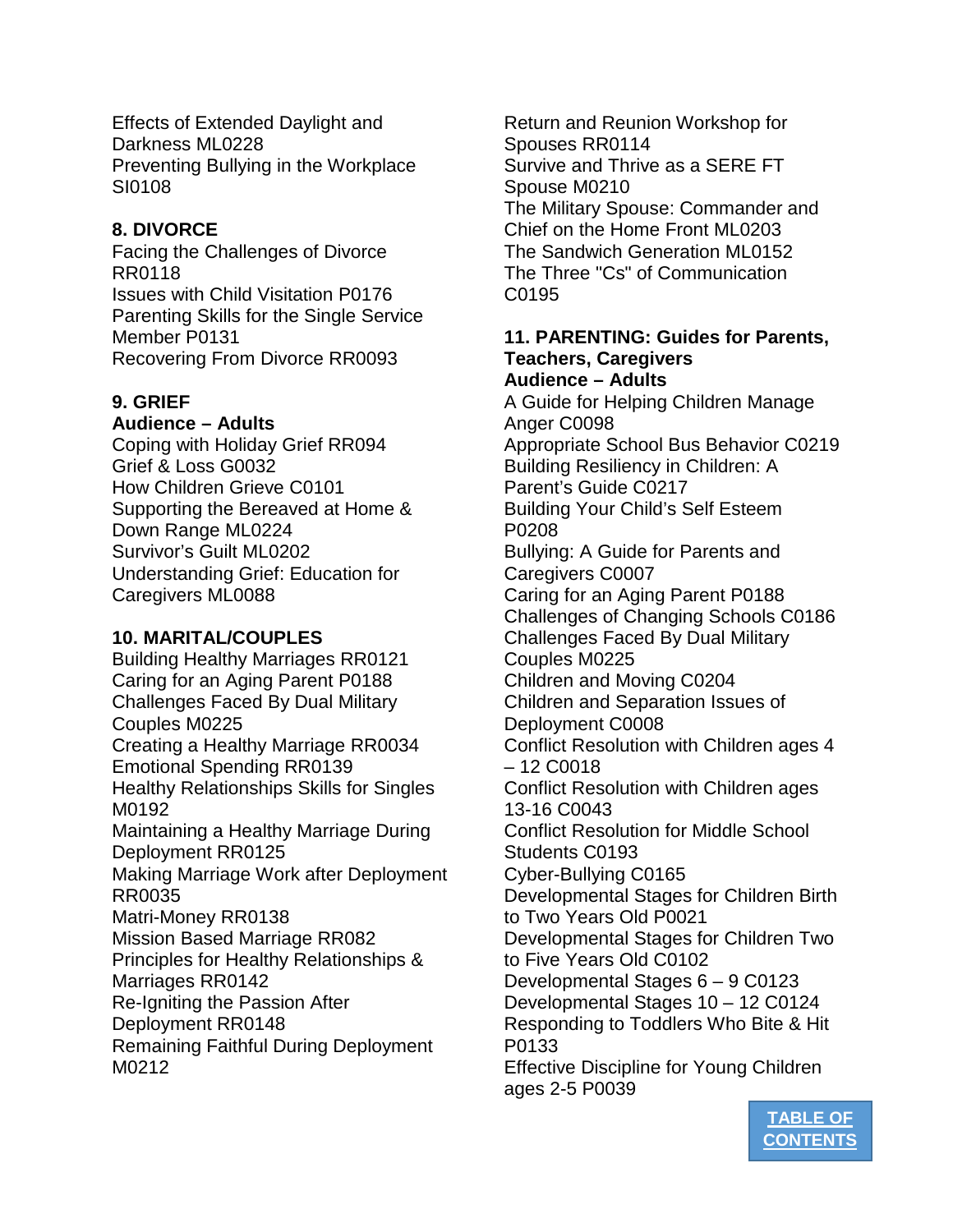Effects of Extended Daylight and Darkness ML0228
Preventing Bullying in the Workplace SI0108

**8. DIVORCE**

Facing the Challenges of Divorce RR0118
Issues with Child Visitation P0176
Parenting Skills for the Single Service Member P0131
Recovering From Divorce RR0093

**9. GRIEF**

**Audience – Adults**

Coping with Holiday Grief RR094
Grief & Loss G0032
How Children Grieve C0101
Supporting the Bereaved at Home & Down Range ML0224
Survivor's Guilt ML0202
Understanding Grief: Education for Caregivers ML0088

**10. MARITAL/COUPLES**

Building Healthy Marriages RR0121
Caring for an Aging Parent P0188
Challenges Faced By Dual Military Couples M0225
Creating a Healthy Marriage RR0034
Emotional Spending RR0139
Healthy Relationships Skills for Singles M0192
Maintaining a Healthy Marriage During Deployment RR0125
Making Marriage Work after Deployment RR0035
Matri-Money RR0138
Mission Based Marriage RR082
Principles for Healthy Relationships & Marriages RR0142
Re-Igniting the Passion After Deployment RR0148
Remaining Faithful During Deployment M0212
Return and Reunion Workshop for Spouses RR0114
Survive and Thrive as a SERE FT Spouse M0210
The Military Spouse: Commander and Chief on the Home Front ML0203
The Sandwich Generation ML0152
The Three "Cs" of Communication C0195

**11. PARENTING: Guides for Parents, Teachers, Caregivers**

**Audience – Adults**

A Guide for Helping Children Manage Anger C0098
Appropriate School Bus Behavior C0219
Building Resiliency in Children: A Parent's Guide C0217
Building Your Child's Self Esteem P0208
Bullying: A Guide for Parents and Caregivers C0007
Caring for an Aging Parent P0188
Challenges of Changing Schools C0186
Challenges Faced By Dual Military Couples M0225
Children and Moving C0204
Children and Separation Issues of Deployment C0008
Conflict Resolution with Children ages 4 – 12 C0018
Conflict Resolution with Children ages 13-16 C0043
Conflict Resolution for Middle School Students C0193
Cyber-Bullying C0165
Developmental Stages for Children Birth to Two Years Old P0021
Developmental Stages for Children Two to Five Years Old C0102
Developmental Stages 6 – 9 C0123
Developmental Stages 10 – 12 C0124
Responding to Toddlers Who Bite & Hit P0133
Effective Discipline for Young Children ages 2-5 P0039

[TABLE OF CONTENTS]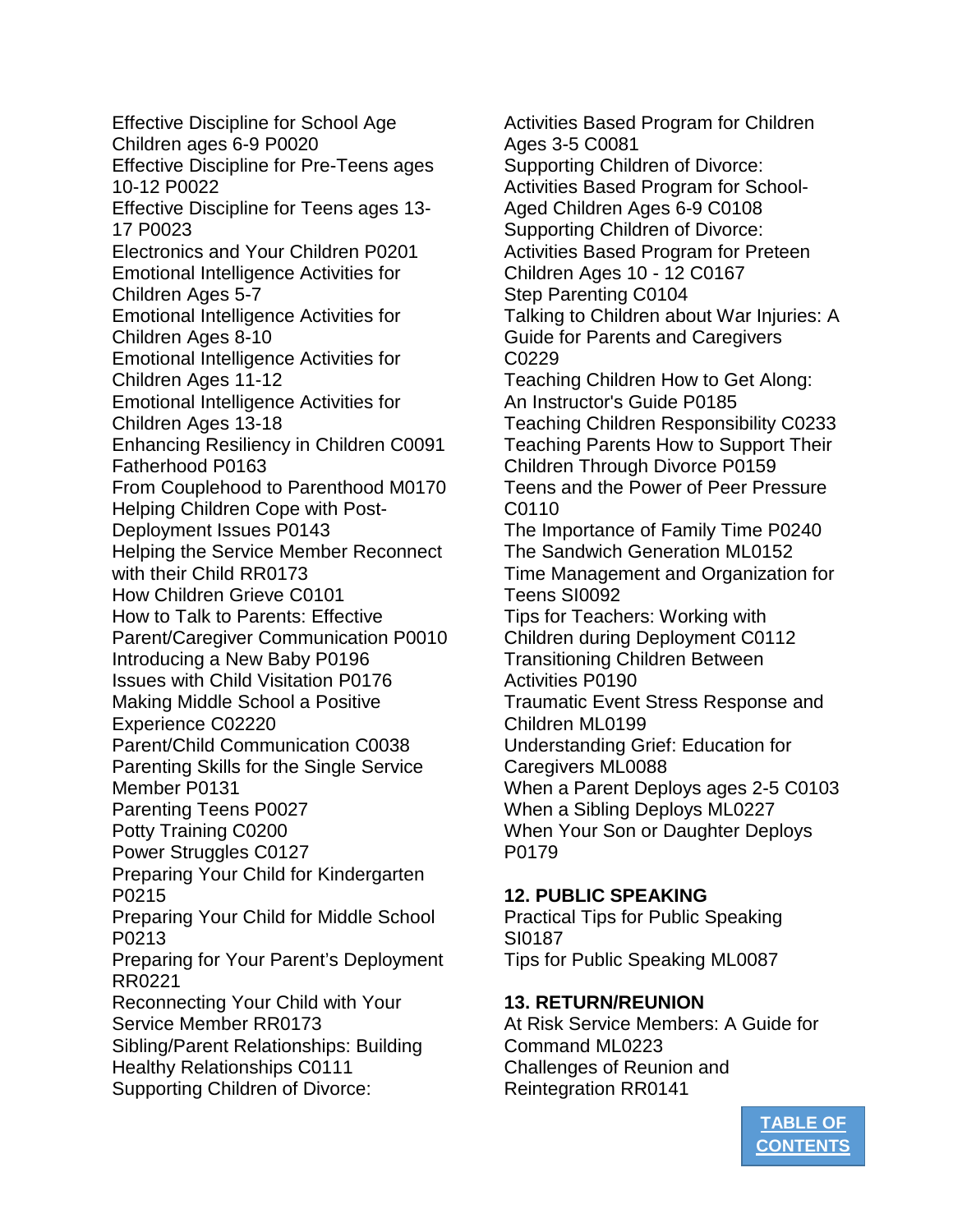Effective Discipline for School Age Children ages 6-9 P0020
Effective Discipline for Pre-Teens ages 10-12 P0022
Effective Discipline for Teens ages 13-17 P0023
Electronics and Your Children P0201
Emotional Intelligence Activities for Children Ages 5-7
Emotional Intelligence Activities for Children Ages 8-10
Emotional Intelligence Activities for Children Ages 11-12
Emotional Intelligence Activities for Children Ages 13-18
Enhancing Resiliency in Children C0091
Fatherhood P0163
From Couplehood to Parenthood M0170
Helping Children Cope with Post-Deployment Issues P0143
Helping the Service Member Reconnect with their Child RR0173
How Children Grieve C0101
How to Talk to Parents: Effective Parent/Caregiver Communication P0010
Introducing a New Baby P0196
Issues with Child Visitation P0176
Making Middle School a Positive Experience C02220
Parent/Child Communication C0038
Parenting Skills for the Single Service Member P0131
Parenting Teens P0027
Potty Training C0200
Power Struggles C0127
Preparing Your Child for Kindergarten P0215
Preparing Your Child for Middle School P0213
Preparing for Your Parent's Deployment RR0221
Reconnecting Your Child with Your Service Member RR0173
Sibling/Parent Relationships: Building Healthy Relationships C0111
Supporting Children of Divorce: Activities Based Program for Children Ages 3-5 C0081
Supporting Children of Divorce: Activities Based Program for School-Aged Children Ages 6-9 C0108
Supporting Children of Divorce: Activities Based Program for Preteen Children Ages 10 - 12 C0167
Step Parenting C0104
Talking to Children about War Injuries: A Guide for Parents and Caregivers C0229
Teaching Children How to Get Along: An Instructor's Guide P0185
Teaching Children Responsibility C0233
Teaching Parents How to Support Their Children Through Divorce P0159
Teens and the Power of Peer Pressure C0110
The Importance of Family Time P0240
The Sandwich Generation ML0152
Time Management and Organization for Teens SI0092
Tips for Teachers: Working with Children during Deployment C0112
Transitioning Children Between Activities P0190
Traumatic Event Stress Response and Children ML0199
Understanding Grief: Education for Caregivers ML0088
When a Parent Deploys ages 2-5 C0103
When a Sibling Deploys ML0227
When Your Son or Daughter Deploys P0179

**12. PUBLIC SPEAKING**

Practical Tips for Public Speaking SI0187
Tips for Public Speaking ML0087

**13. RETURN/REUNION**

At Risk Service Members: A Guide for Command ML0223
Challenges of Reunion and Reintegration RR0141

TABLE OF CONTENTS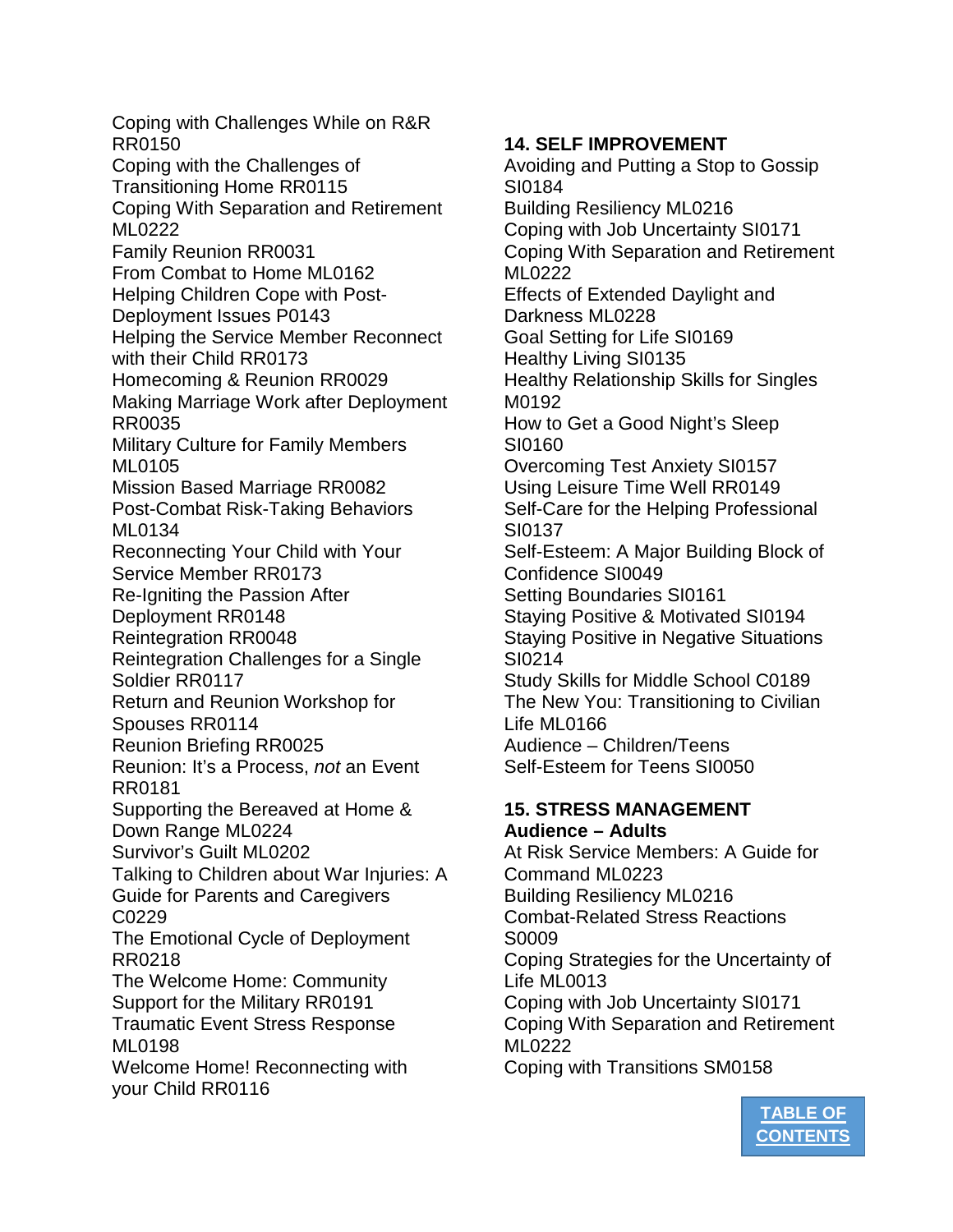Coping with Challenges While on R&R RR0150
Coping with the Challenges of Transitioning Home RR0115
Coping With Separation and Retirement ML0222
Family Reunion RR0031
From Combat to Home ML0162
Helping Children Cope with Post-Deployment Issues P0143
Helping the Service Member Reconnect with their Child RR0173
Homecoming & Reunion RR0029
Making Marriage Work after Deployment RR0035
Military Culture for Family Members ML0105
Mission Based Marriage RR0082
Post-Combat Risk-Taking Behaviors ML0134
Reconnecting Your Child with Your Service Member RR0173
Re-Igniting the Passion After Deployment RR0148
Reintegration RR0048
Reintegration Challenges for a Single Soldier RR0117
Return and Reunion Workshop for Spouses RR0114
Reunion Briefing RR0025
Reunion: It's a Process, *not* an Event RR0181
Supporting the Bereaved at Home & Down Range ML0224
Survivor's Guilt ML0202
Talking to Children about War Injuries: A Guide for Parents and Caregivers C0229
The Emotional Cycle of Deployment RR0218
The Welcome Home: Community Support for the Military RR0191
Traumatic Event Stress Response ML0198
Welcome Home! Reconnecting with your Child RR0116

**14. SELF IMPROVEMENT**

Avoiding and Putting a Stop to Gossip SI0184
Building Resiliency ML0216
Coping with Job Uncertainty SI0171
Coping With Separation and Retirement ML0222
Effects of Extended Daylight and Darkness ML0228
Goal Setting for Life SI0169
Healthy Living SI0135
Healthy Relationship Skills for Singles M0192
How to Get a Good Night's Sleep SI0160
Overcoming Test Anxiety SI0157
Using Leisure Time Well RR0149
Self-Care for the Helping Professional SI0137
Self-Esteem: A Major Building Block of Confidence SI0049
Setting Boundaries SI0161
Staying Positive & Motivated SI0194
Staying Positive in Negative Situations SI0214
Study Skills for Middle School C0189
The New You: Transitioning to Civilian Life ML0166
Audience – Children/Teens
Self-Esteem for Teens SI0050

**15. STRESS MANAGEMENT**

**Audience – Adults**

At Risk Service Members: A Guide for Command ML0223
Building Resiliency ML0216
Combat-Related Stress Reactions S0009
Coping Strategies for the Uncertainty of Life ML0013
Coping with Job Uncertainty SI0171
Coping With Separation and Retirement ML0222
Coping with Transitions SM0158

[TABLE OF CONTENTS]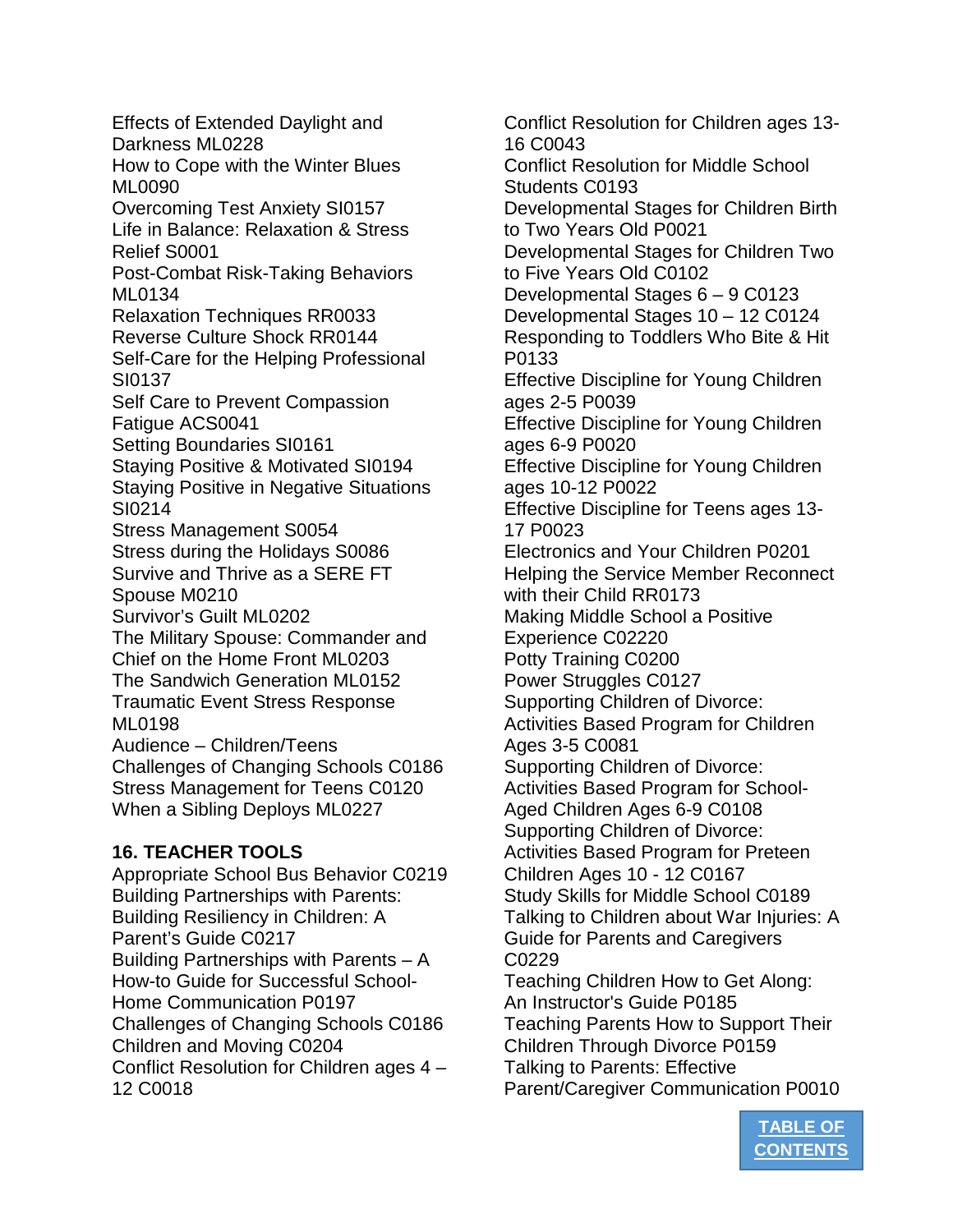Effects of Extended Daylight and Darkness ML0228
How to Cope with the Winter Blues ML0090
Overcoming Test Anxiety SI0157
Life in Balance: Relaxation & Stress Relief S0001
Post-Combat Risk-Taking Behaviors ML0134
Relaxation Techniques RR0033
Reverse Culture Shock RR0144
Self-Care for the Helping Professional SI0137
Self Care to Prevent Compassion Fatigue ACS0041
Setting Boundaries SI0161
Staying Positive & Motivated SI0194
Staying Positive in Negative Situations SI0214
Stress Management S0054
Stress during the Holidays S0086
Survive and Thrive as a SERE FT Spouse M0210
Survivor's Guilt ML0202
The Military Spouse: Commander and Chief on the Home Front ML0203
The Sandwich Generation ML0152
Traumatic Event Stress Response ML0198
Audience – Children/Teens
Challenges of Changing Schools C0186
Stress Management for Teens C0120
When a Sibling Deploys ML0227

**16. TEACHER TOOLS**
Appropriate School Bus Behavior C0219
Building Partnerships with Parents: Building Resiliency in Children: A Parent's Guide C0217
Building Partnerships with Parents – A How-to Guide for Successful School-Home Communication P0197
Challenges of Changing Schools C0186
Children and Moving C0204
Conflict Resolution for Children ages 4 – 12 C0018
Conflict Resolution for Children ages 13-16 C0043
Conflict Resolution for Middle School Students C0193
Developmental Stages for Children Birth to Two Years Old P0021
Developmental Stages for Children Two to Five Years Old C0102
Developmental Stages 6 – 9 C0123
Developmental Stages 10 – 12 C0124
Responding to Toddlers Who Bite & Hit P0133
Effective Discipline for Young Children ages 2-5 P0039
Effective Discipline for Young Children ages 6-9 P0020
Effective Discipline for Young Children ages 10-12 P0022
Effective Discipline for Teens ages 13-17 P0023
Electronics and Your Children P0201
Helping the Service Member Reconnect with their Child RR0173
Making Middle School a Positive Experience C02220
Potty Training C0200
Power Struggles C0127
Supporting Children of Divorce: Activities Based Program for Children Ages 3-5 C0081
Supporting Children of Divorce: Activities Based Program for School-Aged Children Ages 6-9 C0108
Supporting Children of Divorce: Activities Based Program for Preteen Children Ages 10 - 12 C0167
Study Skills for Middle School C0189
Talking to Children about War Injuries: A Guide for Parents and Caregivers C0229
Teaching Children How to Get Along: An Instructor's Guide P0185
Teaching Parents How to Support Their Children Through Divorce P0159
Talking to Parents: Effective Parent/Caregiver Communication P0010

[TABLE OF CONTENTS]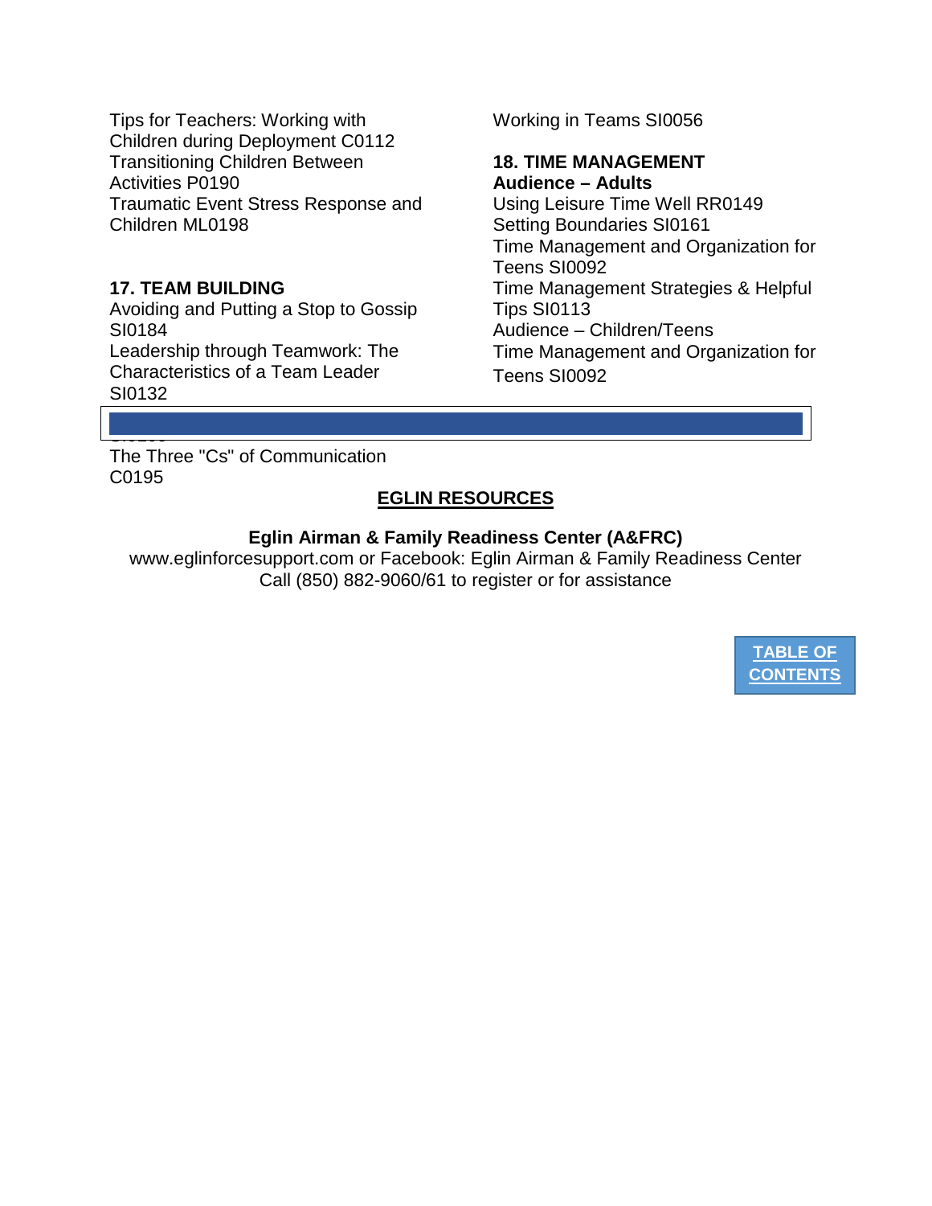Tips for Teachers: Working with Children during Deployment C0112
Transitioning Children Between Activities P0190
Traumatic Event Stress Response and Children ML0198

## 17. TEAM BUILDING

Avoiding and Putting a Stop to Gossip SI0184
Leadership through Teamwork: The Characteristics of a Team Leader SI0132
SI0156
The Three "Cs" of Communication C0195
Working in Teams SI0056

## 18. TIME MANAGEMENT

**Audience – Adults**

Using Leisure Time Well RR0149
Setting Boundaries SI0161
Time Management and Organization for Teens SI0092
Time Management Strategies & Helpful Tips SI0113

Audience – Children/Teens

Time Management and Organization for Teens SI0092

## EGLIN RESOURCES

**Eglin Airman & Family Readiness Center (A&FRC)**

www.eglinforcesupport.com or Facebook: Eglin Airman & Family Readiness Center
Call (850) 882-9060/61 to register or for assistance

TABLE OF CONTENTS